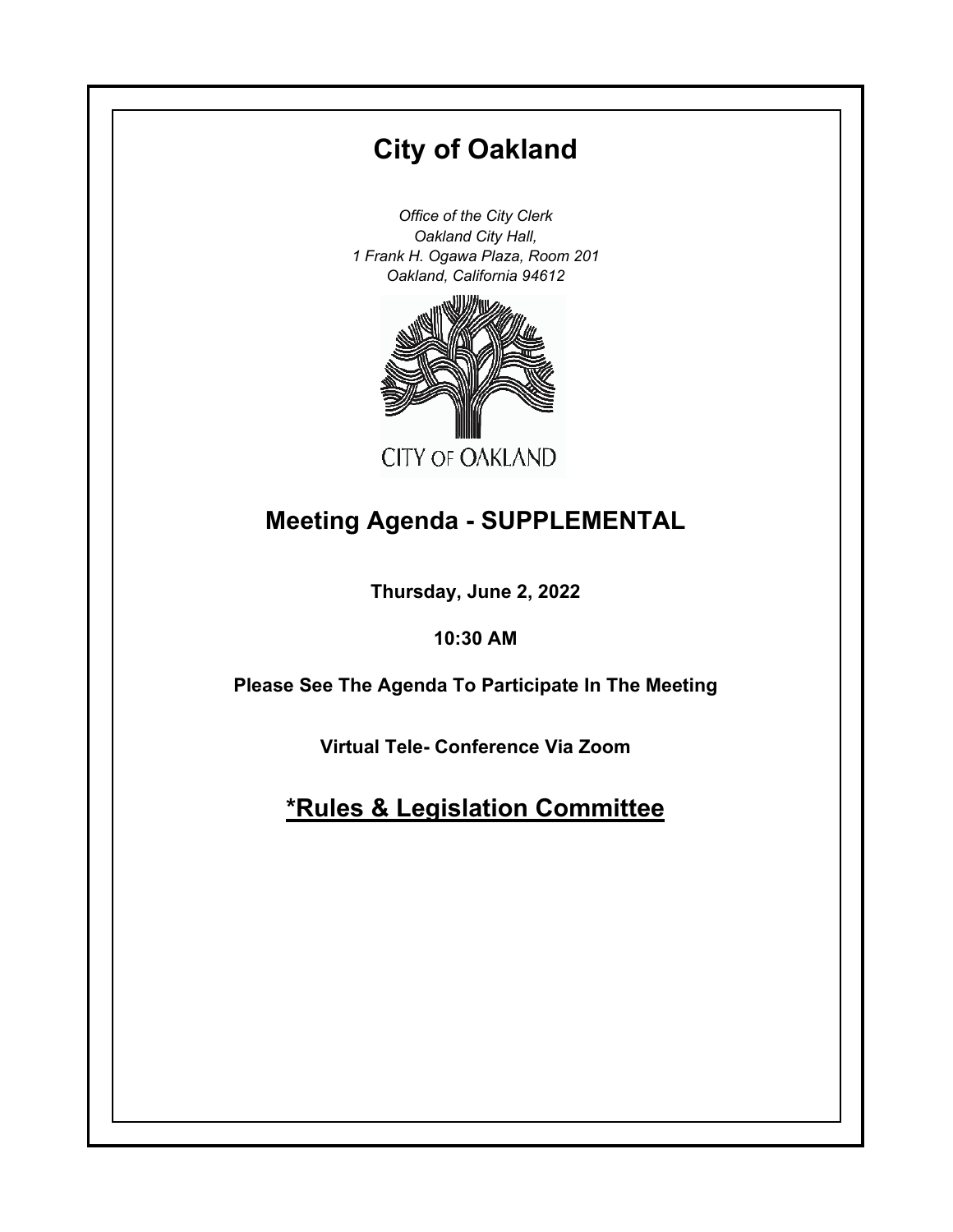# City of Oakland

*Office of the City Clerk*
*Oakland City Hall,*
*1 Frank H. Ogawa Plaza, Room 201*
*Oakland, California 94612*

CITY OF OAKLAND

## Meeting Agenda - SUPPLEMENTAL

**Thursday, June 2, 2022**

**10:30 AM**

**Please See The Agenda To Participate In The Meeting**

**Virtual Tele- Conference Via Zoom**

## *Rules & Legislation Committee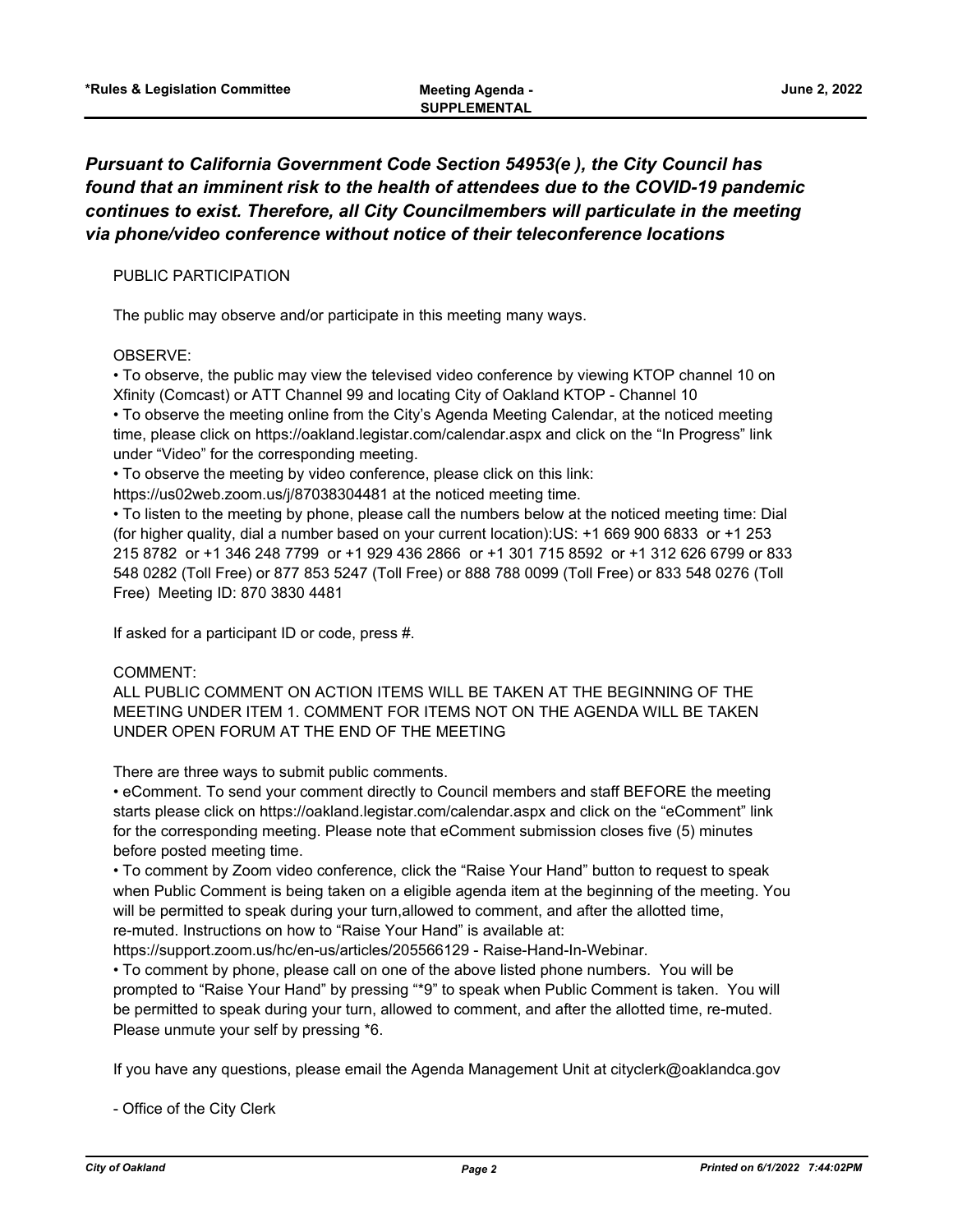***Pursuant to California Government Code Section 54953(e ), the City Council has found that an imminent risk to the health of attendees due to the COVID-19 pandemic continues to exist. Therefore, all City Councilmembers will particulate in the meeting via phone/video conference without notice of their teleconference locations***

PUBLIC PARTICIPATION

The public may observe and/or participate in this meeting many ways.

OBSERVE:

• To observe, the public may view the televised video conference by viewing KTOP channel 10 on Xfinity (Comcast) or ATT Channel 99 and locating City of Oakland KTOP - Channel 10

• To observe the meeting online from the City's Agenda Meeting Calendar, at the noticed meeting time, please click on https://oakland.legistar.com/calendar.aspx and click on the "In Progress" link under "Video" for the corresponding meeting.

• To observe the meeting by video conference, please click on this link: https://us02web.zoom.us/j/87038304481 at the noticed meeting time.

• To listen to the meeting by phone, please call the numbers below at the noticed meeting time: Dial (for higher quality, dial a number based on your current location):US: +1 669 900 6833 or +1 253 215 8782 or +1 346 248 7799 or +1 929 436 2866 or +1 301 715 8592 or +1 312 626 6799 or 833 548 0282 (Toll Free) or 877 853 5247 (Toll Free) or 888 788 0099 (Toll Free) or 833 548 0276 (Toll Free) Meeting ID: 870 3830 4481

If asked for a participant ID or code, press #.

COMMENT:

ALL PUBLIC COMMENT ON ACTION ITEMS WILL BE TAKEN AT THE BEGINNING OF THE MEETING UNDER ITEM 1. COMMENT FOR ITEMS NOT ON THE AGENDA WILL BE TAKEN UNDER OPEN FORUM AT THE END OF THE MEETING

There are three ways to submit public comments.

• eComment. To send your comment directly to Council members and staff BEFORE the meeting starts please click on https://oakland.legistar.com/calendar.aspx and click on the "eComment" link for the corresponding meeting. Please note that eComment submission closes five (5) minutes before posted meeting time.

• To comment by Zoom video conference, click the "Raise Your Hand" button to request to speak when Public Comment is being taken on a eligible agenda item at the beginning of the meeting. You will be permitted to speak during your turn,allowed to comment, and after the allotted time, re-muted. Instructions on how to "Raise Your Hand" is available at: https://support.zoom.us/hc/en-us/articles/205566129 - Raise-Hand-In-Webinar.

• To comment by phone, please call on one of the above listed phone numbers. You will be prompted to "Raise Your Hand" by pressing "*9" to speak when Public Comment is taken. You will be permitted to speak during your turn, allowed to comment, and after the allotted time, re-muted. Please unmute your self by pressing *6.

If you have any questions, please email the Agenda Management Unit at cityclerk@oaklandca.gov

- Office of the City Clerk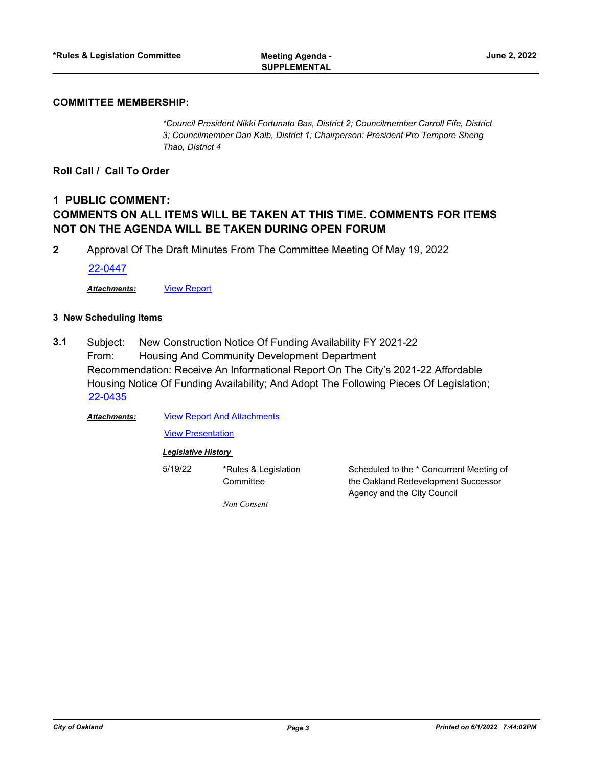**COMMITTEE MEMBERSHIP:**

*\*Council President Nikki Fortunato Bas, District 2; Councilmember Carroll Fife, District 3; Councilmember Dan Kalb, District 1; Chairperson: President Pro Tempore Sheng Thao, District 4*

**Roll Call / Call To Order**

## 1 PUBLIC COMMENT:
## COMMENTS ON ALL ITEMS WILL BE TAKEN AT THIS TIME. COMMENTS FOR ITEMS NOT ON THE AGENDA WILL BE TAKEN DURING OPEN FORUM

**2** Approval Of The Draft Minutes From The Committee Meeting Of May 19, 2022

22-0447

***Attachments:*** View Report

**3 New Scheduling Items**

**3.1** Subject: New Construction Notice Of Funding Availability FY 2021-22
From: Housing And Community Development Department
Recommendation: Receive An Informational Report On The City's 2021-22 Affordable Housing Notice Of Funding Availability; And Adopt The Following Pieces Of Legislation;
22-0435

***Attachments:*** View Report And Attachments

View Presentation

***Legislative History***

| | | |
|---|---|---|
| 5/19/22 | *Rules & Legislation Committee | Scheduled to the * Concurrent Meeting of the Oakland Redevelopment Successor Agency and the City Council |
| | *Non Consent* | |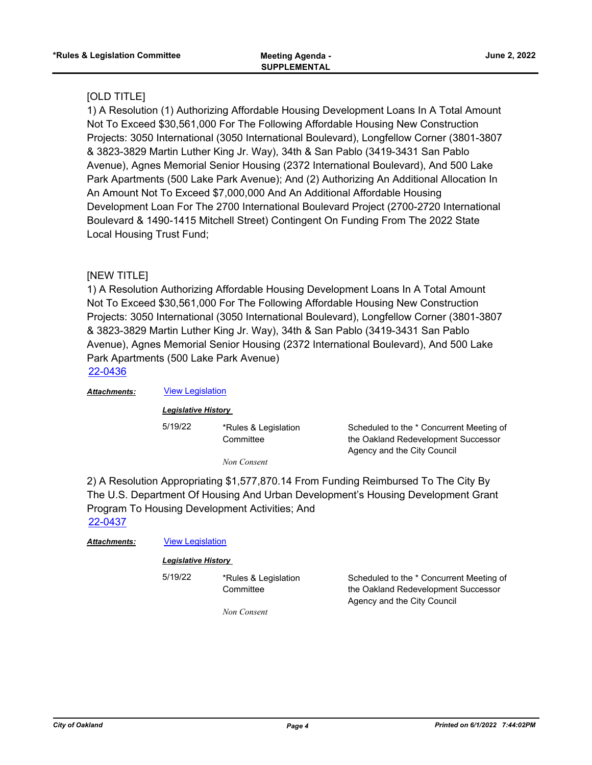[OLD TITLE]

1) A Resolution (1) Authorizing Affordable Housing Development Loans In A Total Amount Not To Exceed $30,561,000 For The Following Affordable Housing New Construction Projects: 3050 International (3050 International Boulevard), Longfellow Corner (3801-3807 & 3823-3829 Martin Luther King Jr. Way), 34th & San Pablo (3419-3431 San Pablo Avenue), Agnes Memorial Senior Housing (2372 International Boulevard), And 500 Lake Park Apartments (500 Lake Park Avenue); And (2) Authorizing An Additional Allocation In An Amount Not To Exceed $7,000,000 And An Additional Affordable Housing Development Loan For The 2700 International Boulevard Project (2700-2720 International Boulevard & 1490-1415 Mitchell Street) Contingent On Funding From The 2022 State Local Housing Trust Fund;

[NEW TITLE]

1) A Resolution Authorizing Affordable Housing Development Loans In A Total Amount Not To Exceed $30,561,000 For The Following Affordable Housing New Construction Projects: 3050 International (3050 International Boulevard), Longfellow Corner (3801-3807 & 3823-3829 Martin Luther King Jr. Way), 34th & San Pablo (3419-3431 San Pablo Avenue), Agnes Memorial Senior Housing (2372 International Boulevard), And 500 Lake Park Apartments (500 Lake Park Avenue)

22-0436

***Attachments:*** View Legislation

***Legislative History***

| | | |
|---|---|---|
| 5/19/22 | *Rules & Legislation Committee | Scheduled to the * Concurrent Meeting of the Oakland Redevelopment Successor Agency and the City Council |
| | *Non Consent* | |

2) A Resolution Appropriating $1,577,870.14 From Funding Reimbursed To The City By The U.S. Department Of Housing And Urban Development's Housing Development Grant Program To Housing Development Activities; And

22-0437

***Attachments:*** View Legislation

***Legislative History***

| | | |
|---|---|---|
| 5/19/22 | *Rules & Legislation Committee | Scheduled to the * Concurrent Meeting of the Oakland Redevelopment Successor Agency and the City Council |
| | *Non Consent* | |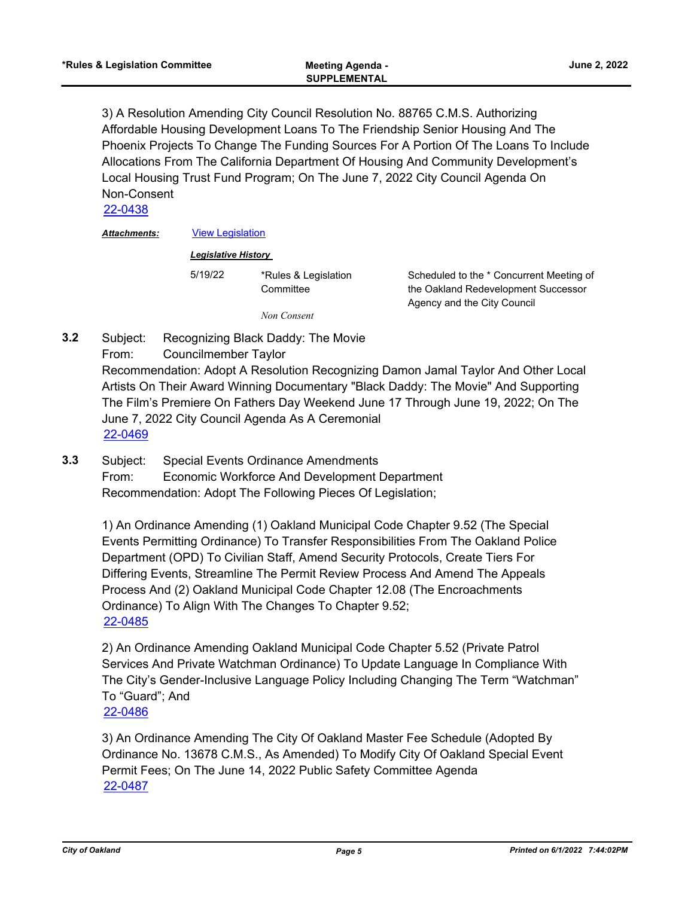3) A Resolution Amending City Council Resolution No. 88765 C.M.S. Authorizing Affordable Housing Development Loans To The Friendship Senior Housing And The Phoenix Projects To Change The Funding Sources For A Portion Of The Loans To Include Allocations From The California Department Of Housing And Community Development's Local Housing Trust Fund Program; On The June 7, 2022 City Council Agenda On Non-Consent

22-0438

***Attachments:*** View Legislation

***Legislative History***

| | | |
|---|---|---|
| 5/19/22 | *Rules & Legislation Committee | Scheduled to the * Concurrent Meeting of the Oakland Redevelopment Successor Agency and the City Council |
| | *Non Consent* | |

**3.2** Subject: Recognizing Black Daddy: The Movie

From: Councilmember Taylor

Recommendation: Adopt A Resolution Recognizing Damon Jamal Taylor And Other Local Artists On Their Award Winning Documentary "Black Daddy: The Movie" And Supporting The Film's Premiere On Fathers Day Weekend June 17 Through June 19, 2022; On The June 7, 2022 City Council Agenda As A Ceremonial

22-0469

**3.3** Subject: Special Events Ordinance Amendments

From: Economic Workforce And Development Department

Recommendation: Adopt The Following Pieces Of Legislation;

1) An Ordinance Amending (1) Oakland Municipal Code Chapter 9.52 (The Special Events Permitting Ordinance) To Transfer Responsibilities From The Oakland Police Department (OPD) To Civilian Staff, Amend Security Protocols, Create Tiers For Differing Events, Streamline The Permit Review Process And Amend The Appeals Process And (2) Oakland Municipal Code Chapter 12.08 (The Encroachments Ordinance) To Align With The Changes To Chapter 9.52;

22-0485

2) An Ordinance Amending Oakland Municipal Code Chapter 5.52 (Private Patrol Services And Private Watchman Ordinance) To Update Language In Compliance With The City's Gender-Inclusive Language Policy Including Changing The Term "Watchman" To "Guard"; And

22-0486

3) An Ordinance Amending The City Of Oakland Master Fee Schedule (Adopted By Ordinance No. 13678 C.M.S., As Amended) To Modify City Of Oakland Special Event Permit Fees; On The June 14, 2022 Public Safety Committee Agenda

22-0487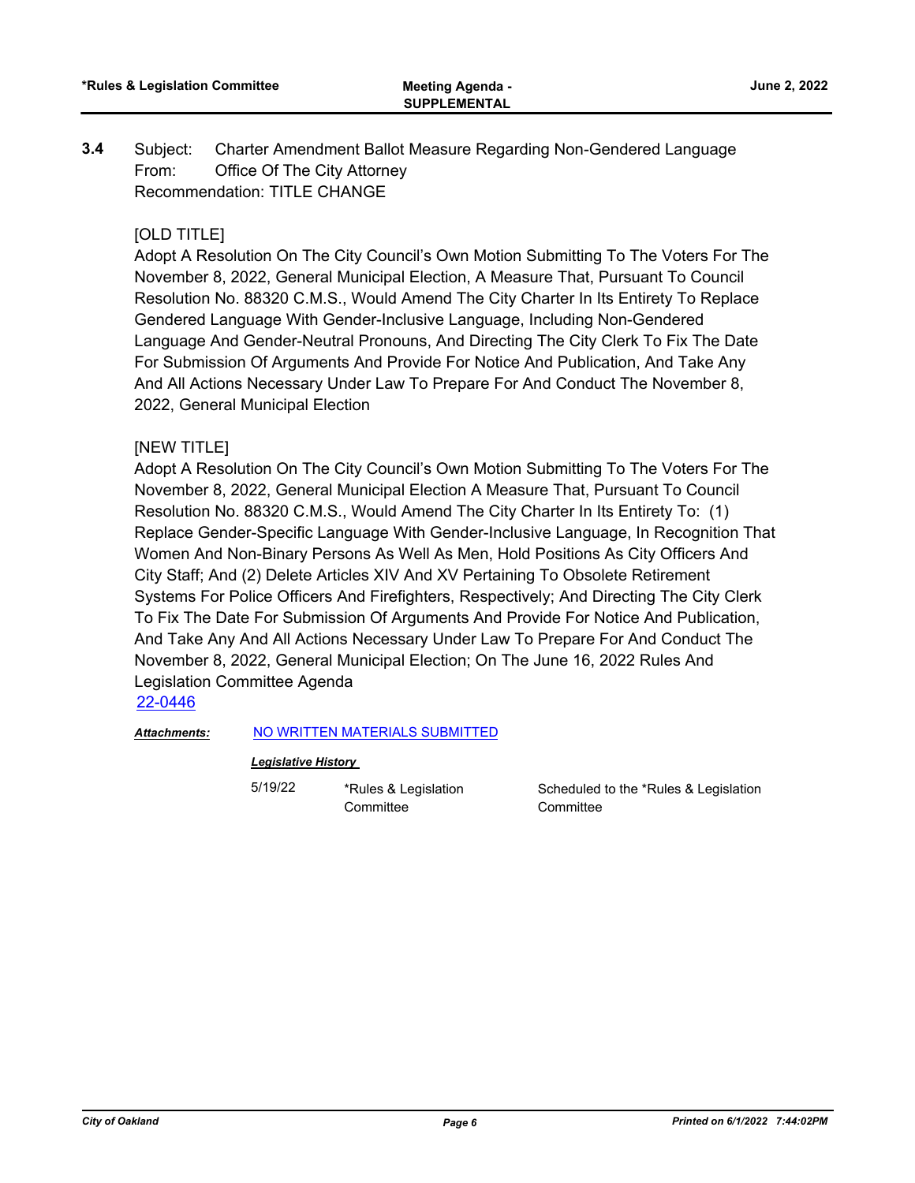**3.4** Subject: Charter Amendment Ballot Measure Regarding Non-Gendered Language
From: Office Of The City Attorney
Recommendation: TITLE CHANGE

[OLD TITLE]
Adopt A Resolution On The City Council's Own Motion Submitting To The Voters For The November 8, 2022, General Municipal Election, A Measure That, Pursuant To Council Resolution No. 88320 C.M.S., Would Amend The City Charter In Its Entirety To Replace Gendered Language With Gender-Inclusive Language, Including Non-Gendered Language And Gender-Neutral Pronouns, And Directing The City Clerk To Fix The Date For Submission Of Arguments And Provide For Notice And Publication, And Take Any And All Actions Necessary Under Law To Prepare For And Conduct The November 8, 2022, General Municipal Election

[NEW TITLE]
Adopt A Resolution On The City Council's Own Motion Submitting To The Voters For The November 8, 2022, General Municipal Election A Measure That, Pursuant To Council Resolution No. 88320 C.M.S., Would Amend The City Charter In Its Entirety To: (1) Replace Gender-Specific Language With Gender-Inclusive Language, In Recognition That Women And Non-Binary Persons As Well As Men, Hold Positions As City Officers And City Staff; And (2) Delete Articles XIV And XV Pertaining To Obsolete Retirement Systems For Police Officers And Firefighters, Respectively; And Directing The City Clerk To Fix The Date For Submission Of Arguments And Provide For Notice And Publication, And Take Any And All Actions Necessary Under Law To Prepare For And Conduct The November 8, 2022, General Municipal Election; On The June 16, 2022 Rules And Legislation Committee Agenda
22-0446

***Attachments:*** NO WRITTEN MATERIALS SUBMITTED

***Legislative History***

| | | |
|---|---|---|
| 5/19/22 | *Rules & Legislation Committee | Scheduled to the *Rules & Legislation Committee |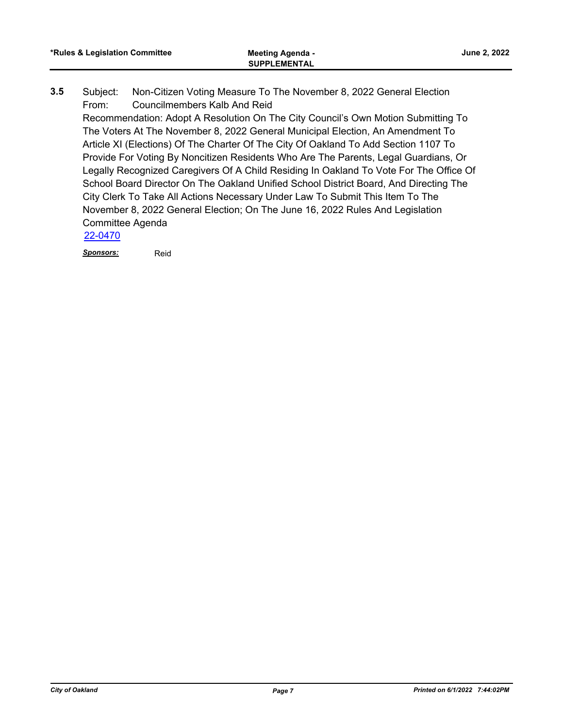**3.5** Subject: Non-Citizen Voting Measure To The November 8, 2022 General Election

From: Councilmembers Kalb And Reid

Recommendation: Adopt A Resolution On The City Council's Own Motion Submitting To The Voters At The November 8, 2022 General Municipal Election, An Amendment To Article XI (Elections) Of The Charter Of The City Of Oakland To Add Section 1107 To Provide For Voting By Noncitizen Residents Who Are The Parents, Legal Guardians, Or Legally Recognized Caregivers Of A Child Residing In Oakland To Vote For The Office Of School Board Director On The Oakland Unified School District Board, And Directing The City Clerk To Take All Actions Necessary Under Law To Submit This Item To The November 8, 2022 General Election; On The June 16, 2022 Rules And Legislation Committee Agenda

22-0470

***Sponsors:*** Reid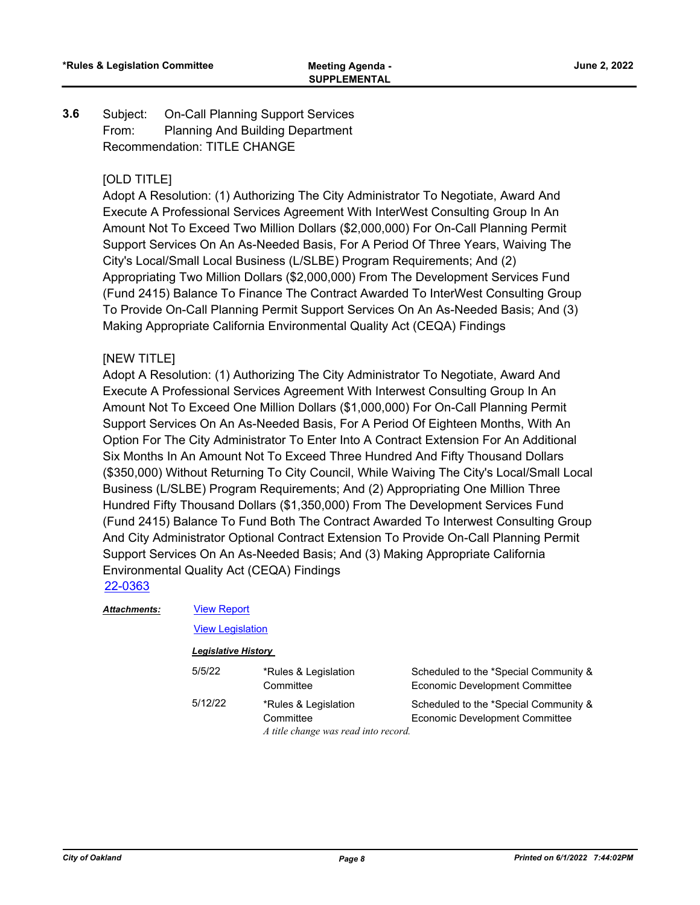**3.6** Subject: On-Call Planning Support Services
From: Planning And Building Department
Recommendation: TITLE CHANGE

[OLD TITLE]
Adopt A Resolution: (1) Authorizing The City Administrator To Negotiate, Award And Execute A Professional Services Agreement With InterWest Consulting Group In An Amount Not To Exceed Two Million Dollars ($2,000,000) For On-Call Planning Permit Support Services On An As-Needed Basis, For A Period Of Three Years, Waiving The City's Local/Small Local Business (L/SLBE) Program Requirements; And (2) Appropriating Two Million Dollars ($2,000,000) From The Development Services Fund (Fund 2415) Balance To Finance The Contract Awarded To InterWest Consulting Group To Provide On-Call Planning Permit Support Services On An As-Needed Basis; And (3) Making Appropriate California Environmental Quality Act (CEQA) Findings

[NEW TITLE]
Adopt A Resolution: (1) Authorizing The City Administrator To Negotiate, Award And Execute A Professional Services Agreement With Interwest Consulting Group In An Amount Not To Exceed One Million Dollars ($1,000,000) For On-Call Planning Permit Support Services On An As-Needed Basis, For A Period Of Eighteen Months, With An Option For The City Administrator To Enter Into A Contract Extension For An Additional Six Months In An Amount Not To Exceed Three Hundred And Fifty Thousand Dollars ($350,000) Without Returning To City Council, While Waiving The City's Local/Small Local Business (L/SLBE) Program Requirements; And (2) Appropriating One Million Three Hundred Fifty Thousand Dollars ($1,350,000) From The Development Services Fund (Fund 2415) Balance To Fund Both The Contract Awarded To Interwest Consulting Group And City Administrator Optional Contract Extension To Provide On-Call Planning Permit Support Services On An As-Needed Basis; And (3) Making Appropriate California Environmental Quality Act (CEQA) Findings
22-0363

***Attachments:*** View Report

View Legislation

***Legislative History***

| | | |
|---|---|---|
| 5/5/22 | *Rules & Legislation Committee | Scheduled to the *Special Community & Economic Development Committee |
| 5/12/22 | *Rules & Legislation Committee<br>*A title change was read into record.* | Scheduled to the *Special Community & Economic Development Committee |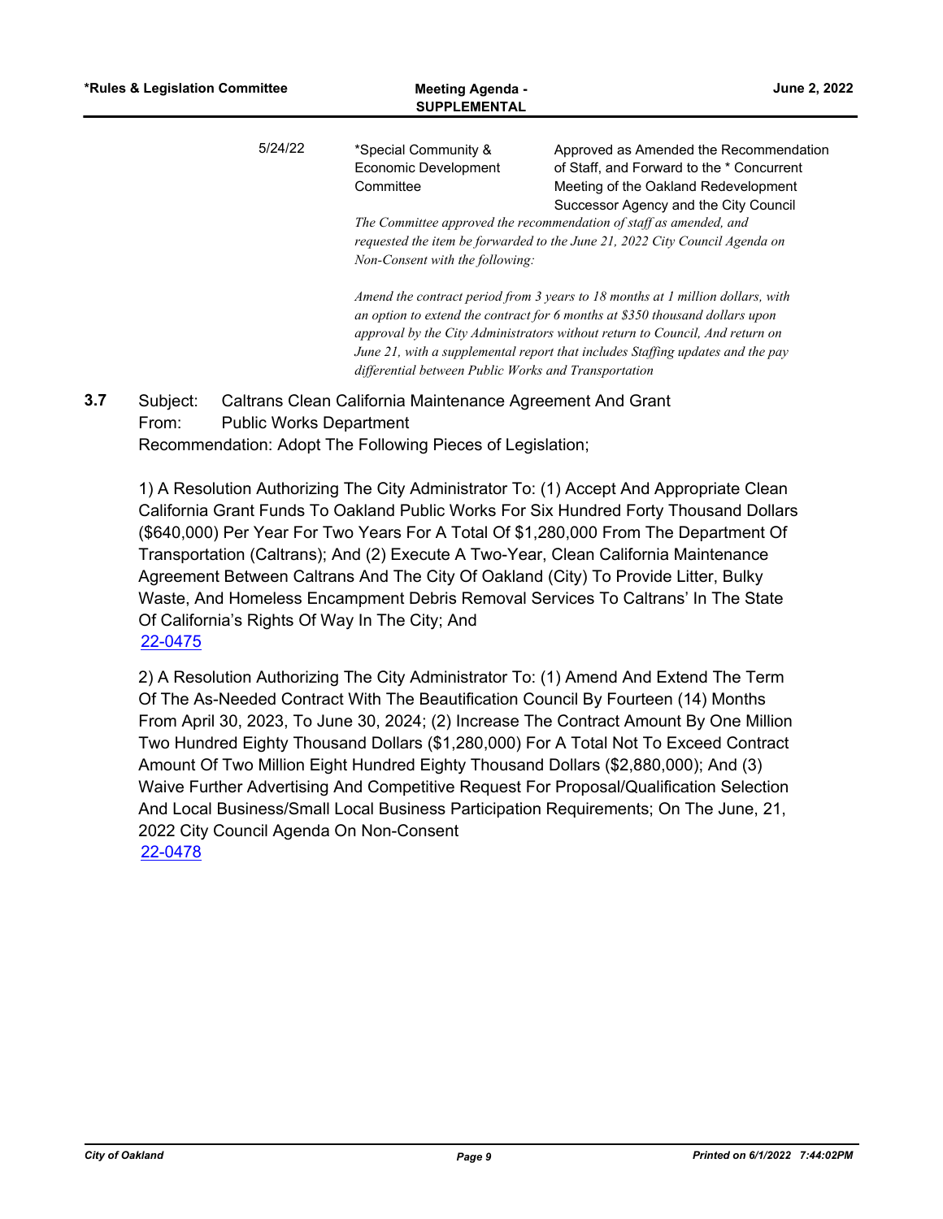| | | |
|---|---|---|
| 5/24/22 | *Special Community & Economic Development Committee | Approved as Amended the Recommendation of Staff, and Forward to the * Concurrent Meeting of the Oakland Redevelopment Successor Agency and the City Council |

*The Committee approved the recommendation of staff as amended, and requested the item be forwarded to the June 21, 2022 City Council Agenda on Non-Consent with the following:*

*Amend the contract period from 3 years to 18 months at 1 million dollars, with an option to extend the contract for 6 months at $350 thousand dollars upon approval by the City Administrators without return to Council, And return on June 21, with a supplemental report that includes Staffing updates and the pay differential between Public Works and Transportation*

**3.7** Subject: Caltrans Clean California Maintenance Agreement And Grant
From: Public Works Department
Recommendation: Adopt The Following Pieces of Legislation;

1) A Resolution Authorizing The City Administrator To: (1) Accept And Appropriate Clean California Grant Funds To Oakland Public Works For Six Hundred Forty Thousand Dollars ($640,000) Per Year For Two Years For A Total Of $1,280,000 From The Department Of Transportation (Caltrans); And (2) Execute A Two-Year, Clean California Maintenance Agreement Between Caltrans And The City Of Oakland (City) To Provide Litter, Bulky Waste, And Homeless Encampment Debris Removal Services To Caltrans' In The State Of California's Rights Of Way In The City; And
22-0475

2) A Resolution Authorizing The City Administrator To: (1) Amend And Extend The Term Of The As-Needed Contract With The Beautification Council By Fourteen (14) Months From April 30, 2023, To June 30, 2024; (2) Increase The Contract Amount By One Million Two Hundred Eighty Thousand Dollars ($1,280,000) For A Total Not To Exceed Contract Amount Of Two Million Eight Hundred Eighty Thousand Dollars ($2,880,000); And (3) Waive Further Advertising And Competitive Request For Proposal/Qualification Selection And Local Business/Small Local Business Participation Requirements; On The June, 21, 2022 City Council Agenda On Non-Consent
22-0478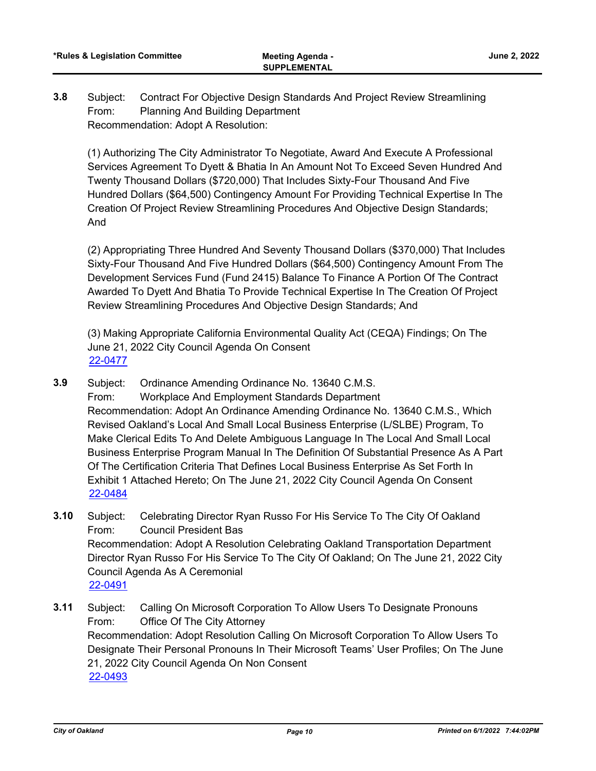**3.8** Subject: Contract For Objective Design Standards And Project Review Streamlining
From: Planning And Building Department
Recommendation: Adopt A Resolution:

(1) Authorizing The City Administrator To Negotiate, Award And Execute A Professional Services Agreement To Dyett & Bhatia In An Amount Not To Exceed Seven Hundred And Twenty Thousand Dollars ($720,000) That Includes Sixty-Four Thousand And Five Hundred Dollars ($64,500) Contingency Amount For Providing Technical Expertise In The Creation Of Project Review Streamlining Procedures And Objective Design Standards; And

(2) Appropriating Three Hundred And Seventy Thousand Dollars ($370,000) That Includes Sixty-Four Thousand And Five Hundred Dollars ($64,500) Contingency Amount From The Development Services Fund (Fund 2415) Balance To Finance A Portion Of The Contract Awarded To Dyett And Bhatia To Provide Technical Expertise In The Creation Of Project Review Streamlining Procedures And Objective Design Standards; And

(3) Making Appropriate California Environmental Quality Act (CEQA) Findings; On The June 21, 2022 City Council Agenda On Consent
22-0477

**3.9** Subject: Ordinance Amending Ordinance No. 13640 C.M.S.
From: Workplace And Employment Standards Department
Recommendation: Adopt An Ordinance Amending Ordinance No. 13640 C.M.S., Which Revised Oakland's Local And Small Local Business Enterprise (L/SLBE) Program, To Make Clerical Edits To And Delete Ambiguous Language In The Local And Small Local Business Enterprise Program Manual In The Definition Of Substantial Presence As A Part Of The Certification Criteria That Defines Local Business Enterprise As Set Forth In Exhibit 1 Attached Hereto; On The June 21, 2022 City Council Agenda On Consent
22-0484

**3.10** Subject: Celebrating Director Ryan Russo For His Service To The City Of Oakland
From: Council President Bas
Recommendation: Adopt A Resolution Celebrating Oakland Transportation Department Director Ryan Russo For His Service To The City Of Oakland; On The June 21, 2022 City Council Agenda As A Ceremonial
22-0491

**3.11** Subject: Calling On Microsoft Corporation To Allow Users To Designate Pronouns
From: Office Of The City Attorney
Recommendation: Adopt Resolution Calling On Microsoft Corporation To Allow Users To Designate Their Personal Pronouns In Their Microsoft Teams' User Profiles; On The June 21, 2022 City Council Agenda On Non Consent
22-0493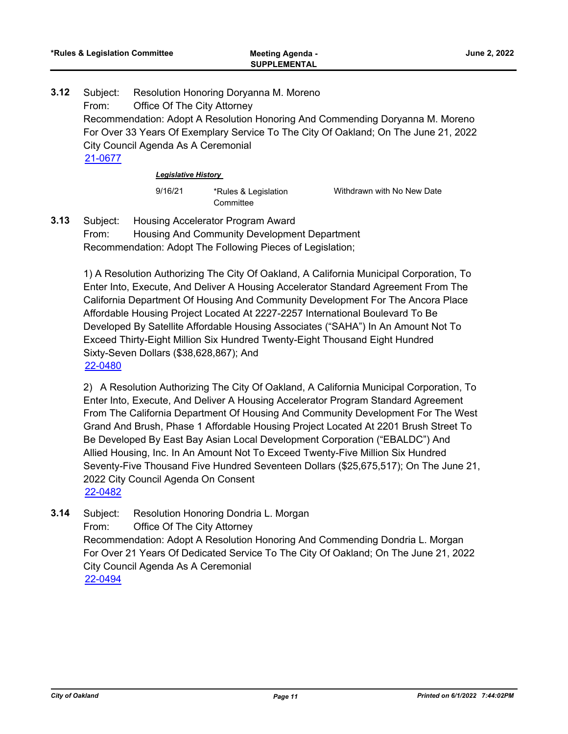**3.12** Subject: Resolution Honoring Doryanna M. Moreno

From: Office Of The City Attorney

Recommendation: Adopt A Resolution Honoring And Commending Doryanna M. Moreno For Over 33 Years Of Exemplary Service To The City Of Oakland; On The June 21, 2022 City Council Agenda As A Ceremonial

[21-0677]

***Legislative History***

| | | |
|---|---|---|
| 9/16/21 | *Rules & Legislation Committee | Withdrawn with No New Date |

**3.13** Subject: Housing Accelerator Program Award

From: Housing And Community Development Department

Recommendation: Adopt The Following Pieces of Legislation;

1) A Resolution Authorizing The City Of Oakland, A California Municipal Corporation, To Enter Into, Execute, And Deliver A Housing Accelerator Standard Agreement From The California Department Of Housing And Community Development For The Ancora Place Affordable Housing Project Located At 2227-2257 International Boulevard To Be Developed By Satellite Affordable Housing Associates ("SAHA") In An Amount Not To Exceed Thirty-Eight Million Six Hundred Twenty-Eight Thousand Eight Hundred Sixty-Seven Dollars ($38,628,867); And

[22-0480]

2) A Resolution Authorizing The City Of Oakland, A California Municipal Corporation, To Enter Into, Execute, And Deliver A Housing Accelerator Program Standard Agreement From The California Department Of Housing And Community Development For The West Grand And Brush, Phase 1 Affordable Housing Project Located At 2201 Brush Street To Be Developed By East Bay Asian Local Development Corporation ("EBALDC") And Allied Housing, Inc. In An Amount Not To Exceed Twenty-Five Million Six Hundred Seventy-Five Thousand Five Hundred Seventeen Dollars ($25,675,517); On The June 21, 2022 City Council Agenda On Consent

[22-0482]

**3.14** Subject: Resolution Honoring Dondria L. Morgan

From: Office Of The City Attorney

Recommendation: Adopt A Resolution Honoring And Commending Dondria L. Morgan For Over 21 Years Of Dedicated Service To The City Of Oakland; On The June 21, 2022 City Council Agenda As A Ceremonial

[22-0494]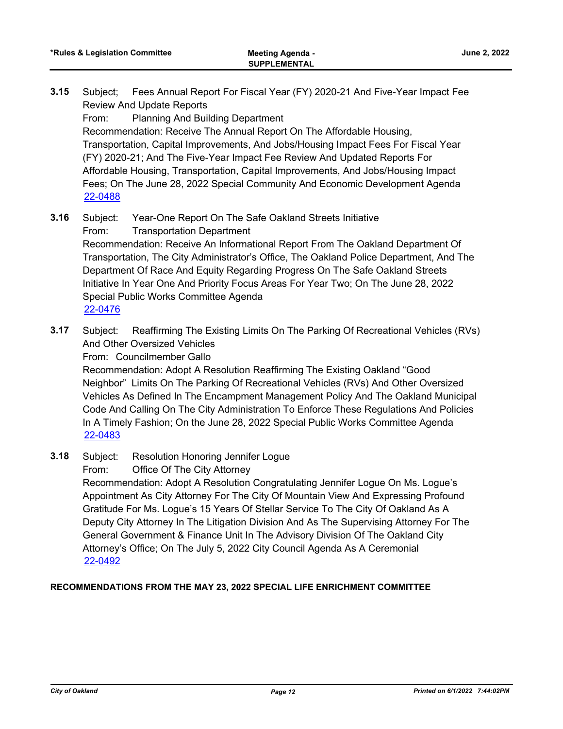**3.15** Subject; Fees Annual Report For Fiscal Year (FY) 2020-21 And Five-Year Impact Fee Review And Update Reports

From: Planning And Building Department

Recommendation: Receive The Annual Report On The Affordable Housing, Transportation, Capital Improvements, And Jobs/Housing Impact Fees For Fiscal Year (FY) 2020-21; And The Five-Year Impact Fee Review And Updated Reports For Affordable Housing, Transportation, Capital Improvements, And Jobs/Housing Impact Fees; On The June 28, 2022 Special Community And Economic Development Agenda

22-0488

**3.16** Subject: Year-One Report On The Safe Oakland Streets Initiative

From: Transportation Department

Recommendation: Receive An Informational Report From The Oakland Department Of Transportation, The City Administrator's Office, The Oakland Police Department, And The Department Of Race And Equity Regarding Progress On The Safe Oakland Streets Initiative In Year One And Priority Focus Areas For Year Two; On The June 28, 2022 Special Public Works Committee Agenda

22-0476

**3.17** Subject: Reaffirming The Existing Limits On The Parking Of Recreational Vehicles (RVs) And Other Oversized Vehicles

From: Councilmember Gallo

Recommendation: Adopt A Resolution Reaffirming The Existing Oakland "Good Neighbor" Limits On The Parking Of Recreational Vehicles (RVs) And Other Oversized Vehicles As Defined In The Encampment Management Policy And The Oakland Municipal Code And Calling On The City Administration To Enforce These Regulations And Policies In A Timely Fashion; On the June 28, 2022 Special Public Works Committee Agenda

22-0483

**3.18** Subject: Resolution Honoring Jennifer Logue

From: Office Of The City Attorney

Recommendation: Adopt A Resolution Congratulating Jennifer Logue On Ms. Logue's Appointment As City Attorney For The City Of Mountain View And Expressing Profound Gratitude For Ms. Logue's 15 Years Of Stellar Service To The City Of Oakland As A Deputy City Attorney In The Litigation Division And As The Supervising Attorney For The General Government & Finance Unit In The Advisory Division Of The Oakland City Attorney's Office; On The July 5, 2022 City Council Agenda As A Ceremonial

22-0492

**RECOMMENDATIONS FROM THE MAY 23, 2022 SPECIAL LIFE ENRICHMENT COMMITTEE**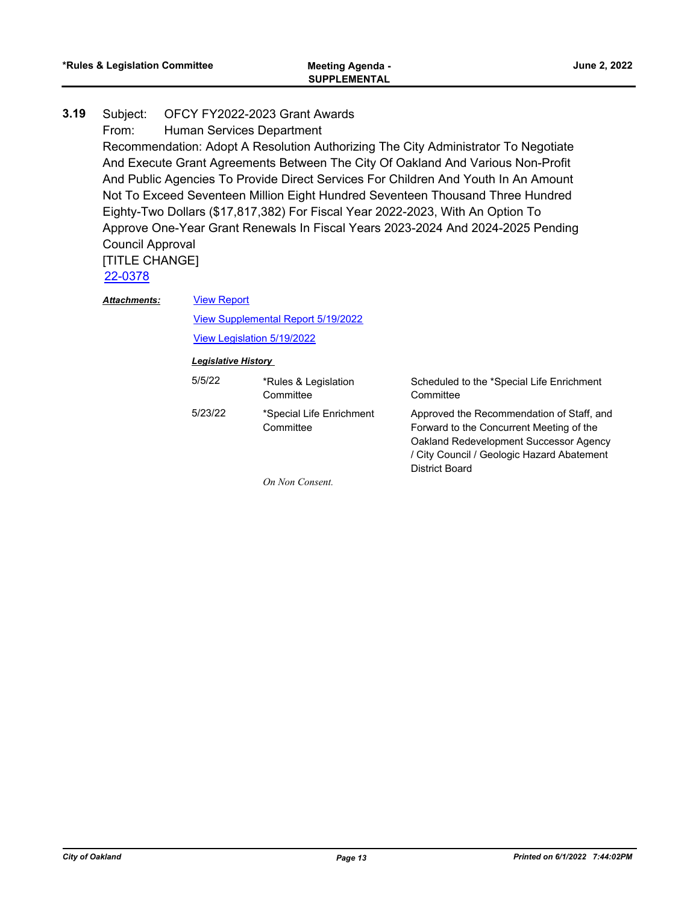**3.19** Subject: OFCY FY2022-2023 Grant Awards

From: Human Services Department

Recommendation: Adopt A Resolution Authorizing The City Administrator To Negotiate And Execute Grant Agreements Between The City Of Oakland And Various Non-Profit And Public Agencies To Provide Direct Services For Children And Youth In An Amount Not To Exceed Seventeen Million Eight Hundred Seventeen Thousand Three Hundred Eighty-Two Dollars ($17,817,382) For Fiscal Year 2022-2023, With An Option To Approve One-Year Grant Renewals In Fiscal Years 2023-2024 And 2024-2025 Pending Council Approval

[TITLE CHANGE]

22-0378

***Attachments:*** View Report

View Supplemental Report 5/19/2022

View Legislation 5/19/2022

***Legislative History***

| | | |
|---|---|---|
| 5/5/22 | *Rules & Legislation Committee | Scheduled to the *Special Life Enrichment Committee |
| 5/23/22 | *Special Life Enrichment Committee | Approved the Recommendation of Staff, and Forward to the Concurrent Meeting of the Oakland Redevelopment Successor Agency / City Council / Geologic Hazard Abatement District Board |

*On Non Consent.*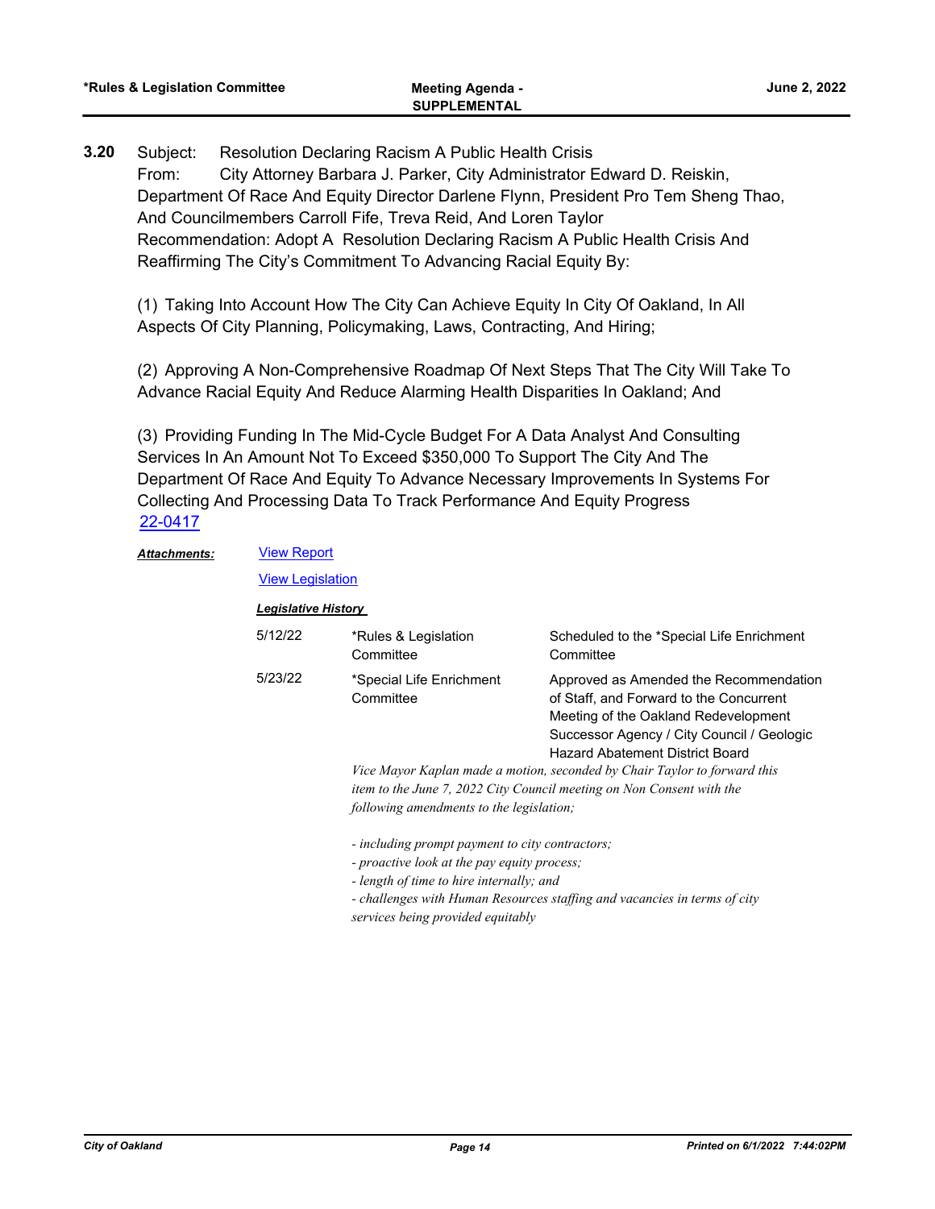**3.20** Subject: Resolution Declaring Racism A Public Health Crisis

From: City Attorney Barbara J. Parker, City Administrator Edward D. Reiskin, Department Of Race And Equity Director Darlene Flynn, President Pro Tem Sheng Thao, And Councilmembers Carroll Fife, Treva Reid, And Loren Taylor

Recommendation: Adopt A Resolution Declaring Racism A Public Health Crisis And Reaffirming The City's Commitment To Advancing Racial Equity By:

(1) Taking Into Account How The City Can Achieve Equity In City Of Oakland, In All Aspects Of City Planning, Policymaking, Laws, Contracting, And Hiring;

(2) Approving A Non-Comprehensive Roadmap Of Next Steps That The City Will Take To Advance Racial Equity And Reduce Alarming Health Disparities In Oakland; And

(3) Providing Funding In The Mid-Cycle Budget For A Data Analyst And Consulting Services In An Amount Not To Exceed $350,000 To Support The City And The Department Of Race And Equity To Advance Necessary Improvements In Systems For Collecting And Processing Data To Track Performance And Equity Progress

22-0417

***Attachments:*** View Report

View Legislation

***Legislative History***

| | | |
|---|---|---|
| 5/12/22 | *Rules & Legislation Committee | Scheduled to the *Special Life Enrichment Committee |
| 5/23/22 | *Special Life Enrichment Committee | Approved as Amended the Recommendation of Staff, and Forward to the Concurrent Meeting of the Oakland Redevelopment Successor Agency / City Council / Geologic Hazard Abatement District Board |

*Vice Mayor Kaplan made a motion, seconded by Chair Taylor to forward this item to the June 7, 2022 City Council meeting on Non Consent with the following amendments to the legislation;*

*- including prompt payment to city contractors;*
*- proactive look at the pay equity process;*
*- length of time to hire internally; and*
*- challenges with Human Resources staffing and vacancies in terms of city services being provided equitably*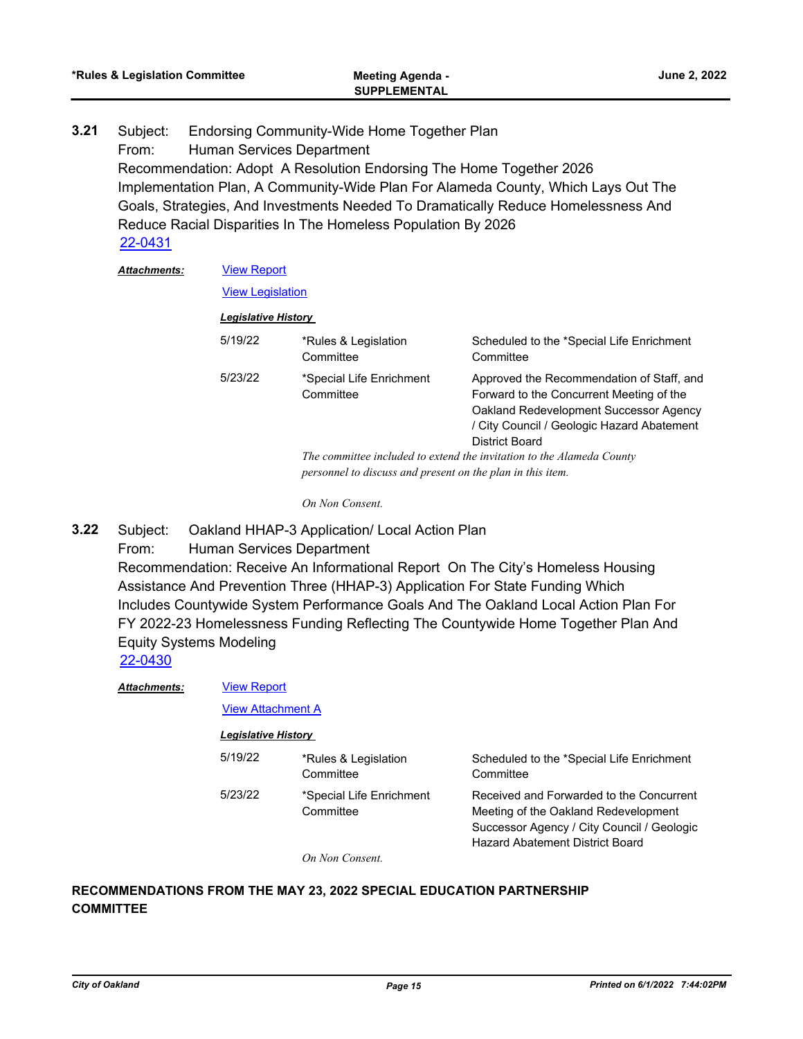**3.21** Subject: Endorsing Community-Wide Home Together Plan

From: Human Services Department

Recommendation: Adopt A Resolution Endorsing The Home Together 2026 Implementation Plan, A Community-Wide Plan For Alameda County, Which Lays Out The Goals, Strategies, And Investments Needed To Dramatically Reduce Homelessness And Reduce Racial Disparities In The Homeless Population By 2026

22-0431

***Attachments:*** View Report

View Legislation

***Legislative History***

| | | |
|---|---|---|
| 5/19/22 | *Rules & Legislation Committee | Scheduled to the *Special Life Enrichment Committee |
| 5/23/22 | *Special Life Enrichment Committee | Approved the Recommendation of Staff, and Forward to the Concurrent Meeting of the Oakland Redevelopment Successor Agency / City Council / Geologic Hazard Abatement District Board |

*The committee included to extend the invitation to the Alameda County personnel to discuss and present on the plan in this item.*

*On Non Consent.*

**3.22** Subject: Oakland HHAP-3 Application/ Local Action Plan

From: Human Services Department

Recommendation: Receive An Informational Report On The City's Homeless Housing Assistance And Prevention Three (HHAP-3) Application For State Funding Which Includes Countywide System Performance Goals And The Oakland Local Action Plan For FY 2022-23 Homelessness Funding Reflecting The Countywide Home Together Plan And Equity Systems Modeling

22-0430

***Attachments:*** View Report

View Attachment A

***Legislative History***

| | | |
|---|---|---|
| 5/19/22 | *Rules & Legislation Committee | Scheduled to the *Special Life Enrichment Committee |
| 5/23/22 | *Special Life Enrichment Committee | Received and Forwarded to the Concurrent Meeting of the Oakland Redevelopment Successor Agency / City Council / Geologic Hazard Abatement District Board |

*On Non Consent.*

**RECOMMENDATIONS FROM THE MAY 23, 2022 SPECIAL EDUCATION PARTNERSHIP COMMITTEE**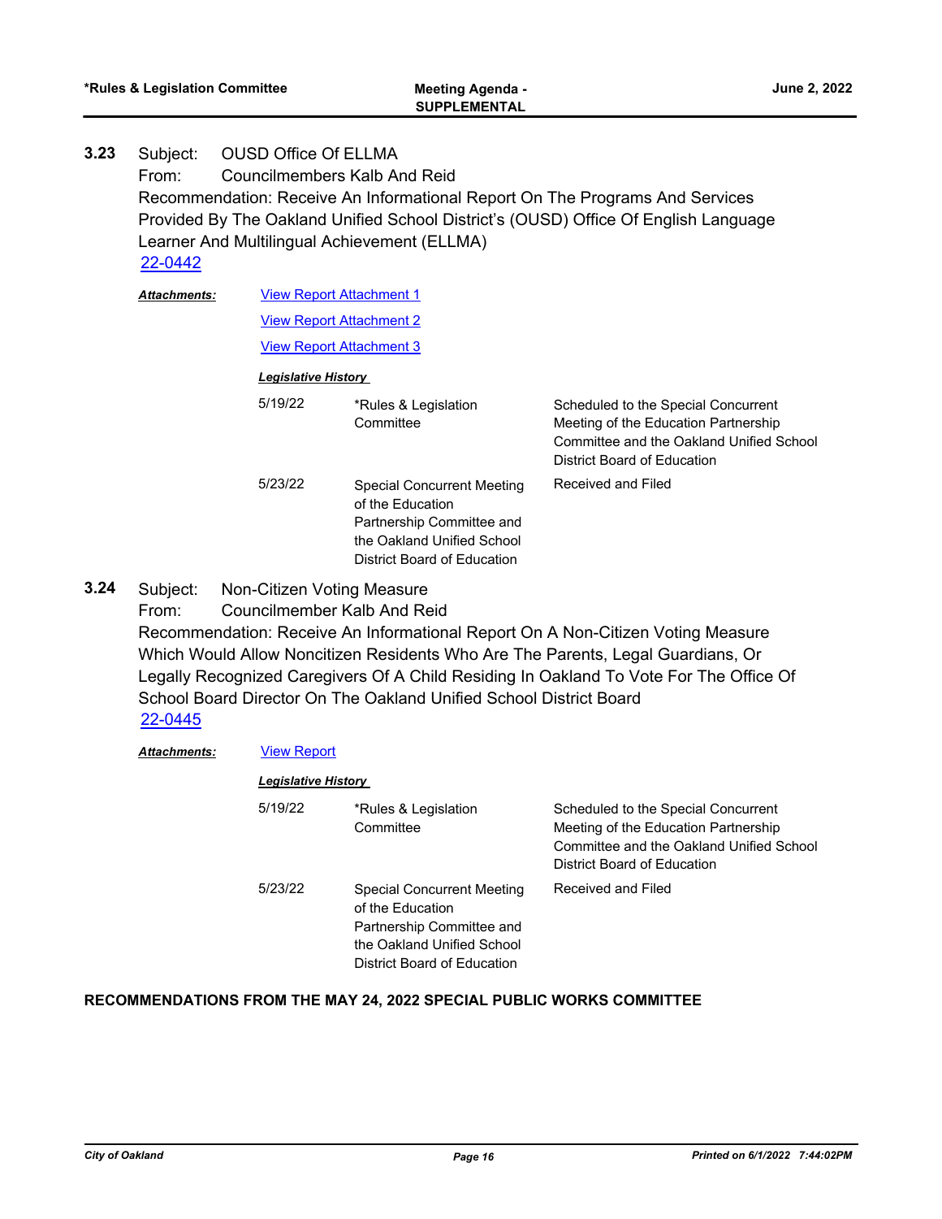**3.23** Subject: OUSD Office Of ELLMA

From: Councilmembers Kalb And Reid

Recommendation: Receive An Informational Report On The Programs And Services Provided By The Oakland Unified School District's (OUSD) Office Of English Language Learner And Multilingual Achievement (ELLMA)

22-0442

***Attachments:*** View Report Attachment 1

View Report Attachment 2

View Report Attachment 3

***Legislative History***

| | | |
|---|---|---|
| 5/19/22 | *Rules & Legislation Committee | Scheduled to the Special Concurrent Meeting of the Education Partnership Committee and the Oakland Unified School District Board of Education |
| 5/23/22 | Special Concurrent Meeting of the Education Partnership Committee and the Oakland Unified School District Board of Education | Received and Filed |

**3.24** Subject: Non-Citizen Voting Measure

From: Councilmember Kalb And Reid

Recommendation: Receive An Informational Report On A Non-Citizen Voting Measure Which Would Allow Noncitizen Residents Who Are The Parents, Legal Guardians, Or Legally Recognized Caregivers Of A Child Residing In Oakland To Vote For The Office Of School Board Director On The Oakland Unified School District Board

22-0445

***Attachments:*** View Report

***Legislative History***

| | | |
|---|---|---|
| 5/19/22 | *Rules & Legislation Committee | Scheduled to the Special Concurrent Meeting of the Education Partnership Committee and the Oakland Unified School District Board of Education |
| 5/23/22 | Special Concurrent Meeting of the Education Partnership Committee and the Oakland Unified School District Board of Education | Received and Filed |

**RECOMMENDATIONS FROM THE MAY 24, 2022 SPECIAL PUBLIC WORKS COMMITTEE**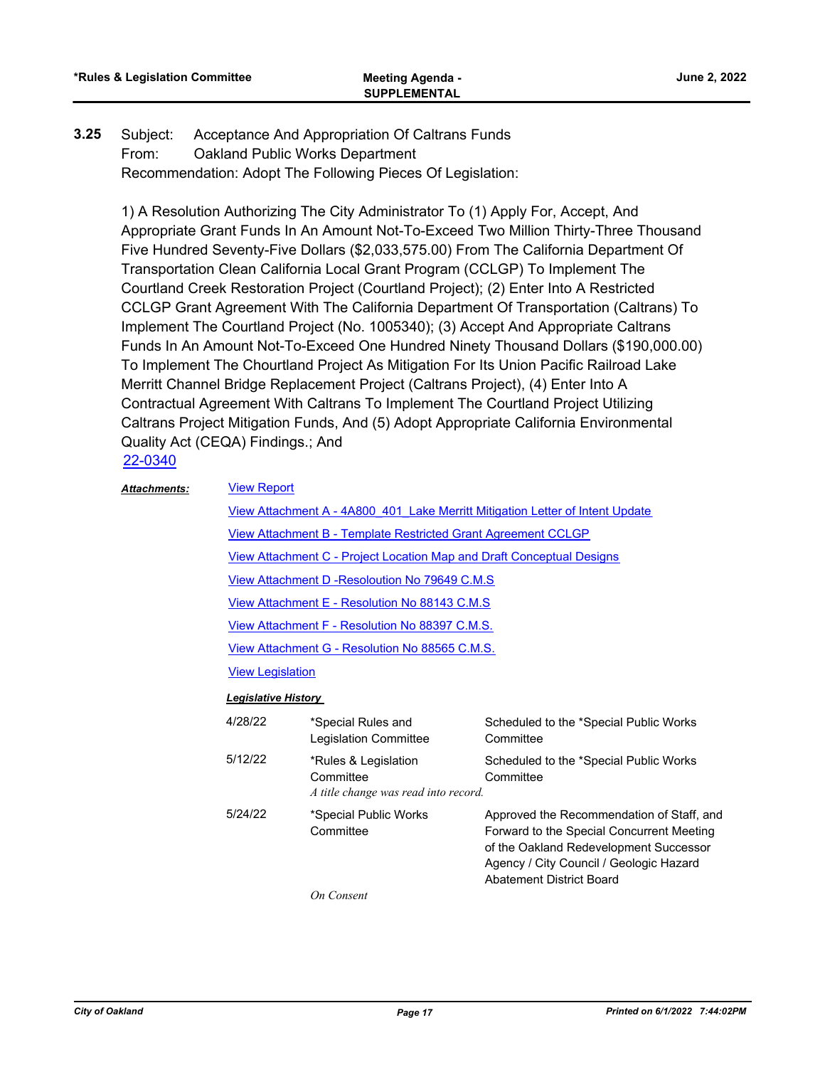**3.25** Subject: Acceptance And Appropriation Of Caltrans Funds
From: Oakland Public Works Department
Recommendation: Adopt The Following Pieces Of Legislation:

1) A Resolution Authorizing The City Administrator To (1) Apply For, Accept, And Appropriate Grant Funds In An Amount Not-To-Exceed Two Million Thirty-Three Thousand Five Hundred Seventy-Five Dollars ($2,033,575.00) From The California Department Of Transportation Clean California Local Grant Program (CCLGP) To Implement The Courtland Creek Restoration Project (Courtland Project); (2) Enter Into A Restricted CCLGP Grant Agreement With The California Department Of Transportation (Caltrans) To Implement The Courtland Project (No. 1005340); (3) Accept And Appropriate Caltrans Funds In An Amount Not-To-Exceed One Hundred Ninety Thousand Dollars ($190,000.00) To Implement The Chourtland Project As Mitigation For Its Union Pacific Railroad Lake Merritt Channel Bridge Replacement Project (Caltrans Project), (4) Enter Into A Contractual Agreement With Caltrans To Implement The Courtland Project Utilizing Caltrans Project Mitigation Funds, And (5) Adopt Appropriate California Environmental Quality Act (CEQA) Findings.; And

22-0340

***Attachments:***

View Report

View Attachment A - 4A800_401_Lake Merritt Mitigation Letter of Intent Update

View Attachment B - Template Restricted Grant Agreement CCLGP

View Attachment C - Project Location Map and Draft Conceptual Designs

View Attachment D -Resoloution No 79649 C.M.S

View Attachment E - Resolution No 88143 C.M.S

View Attachment F - Resolution No 88397 C.M.S.

View Attachment G - Resolution No 88565 C.M.S.

View Legislation

***Legislative History***

| | | |
|---|---|---|
| 4/28/22 | *Special Rules and Legislation Committee | Scheduled to the *Special Public Works Committee |
| 5/12/22 | *Rules & Legislation Committee<br>*A title change was read into record.* | Scheduled to the *Special Public Works Committee |
| 5/24/22 | *Special Public Works Committee<br>*On Consent* | Approved the Recommendation of Staff, and Forward to the Special Concurrent Meeting of the Oakland Redevelopment Successor Agency / City Council / Geologic Hazard Abatement District Board |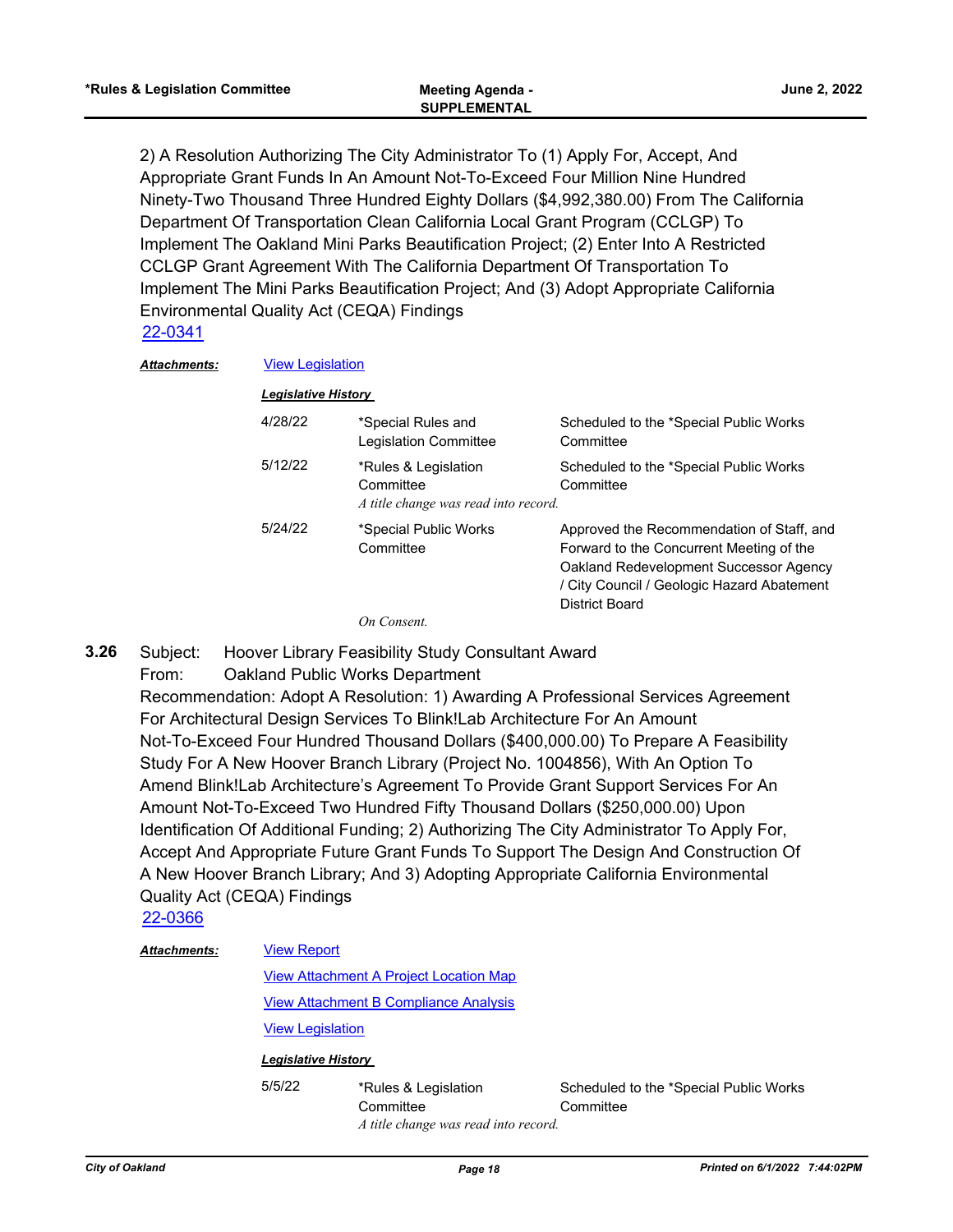2) A Resolution Authorizing The City Administrator To (1) Apply For, Accept, And Appropriate Grant Funds In An Amount Not-To-Exceed Four Million Nine Hundred Ninety-Two Thousand Three Hundred Eighty Dollars ($4,992,380.00) From The California Department Of Transportation Clean California Local Grant Program (CCLGP) To Implement The Oakland Mini Parks Beautification Project; (2) Enter Into A Restricted CCLGP Grant Agreement With The California Department Of Transportation To Implement The Mini Parks Beautification Project; And (3) Adopt Appropriate California Environmental Quality Act (CEQA) Findings

22-0341

***Attachments:*** View Legislation

***Legislative History***

| | | |
|---|---|---|
| 4/28/22 | *Special Rules and Legislation Committee | Scheduled to the *Special Public Works Committee |
| 5/12/22 | *Rules & Legislation Committee<br>*A title change was read into record.* | Scheduled to the *Special Public Works Committee |
| 5/24/22 | *Special Public Works Committee<br>*On Consent.* | Approved the Recommendation of Staff, and Forward to the Concurrent Meeting of the Oakland Redevelopment Successor Agency / City Council / Geologic Hazard Abatement District Board |

**3.26** Subject: Hoover Library Feasibility Study Consultant Award

From: Oakland Public Works Department

Recommendation: Adopt A Resolution: 1) Awarding A Professional Services Agreement For Architectural Design Services To Blink!Lab Architecture For An Amount Not-To-Exceed Four Hundred Thousand Dollars ($400,000.00) To Prepare A Feasibility Study For A New Hoover Branch Library (Project No. 1004856), With An Option To Amend Blink!Lab Architecture's Agreement To Provide Grant Support Services For An Amount Not-To-Exceed Two Hundred Fifty Thousand Dollars ($250,000.00) Upon Identification Of Additional Funding; 2) Authorizing The City Administrator To Apply For, Accept And Appropriate Future Grant Funds To Support The Design And Construction Of A New Hoover Branch Library; And 3) Adopting Appropriate California Environmental Quality Act (CEQA) Findings

22-0366

***Attachments:*** View Report

View Attachment A Project Location Map

View Attachment B Compliance Analysis

View Legislation

***Legislative History***

| | | |
|---|---|---|
| 5/5/22 | *Rules & Legislation Committee<br>*A title change was read into record.* | Scheduled to the *Special Public Works Committee |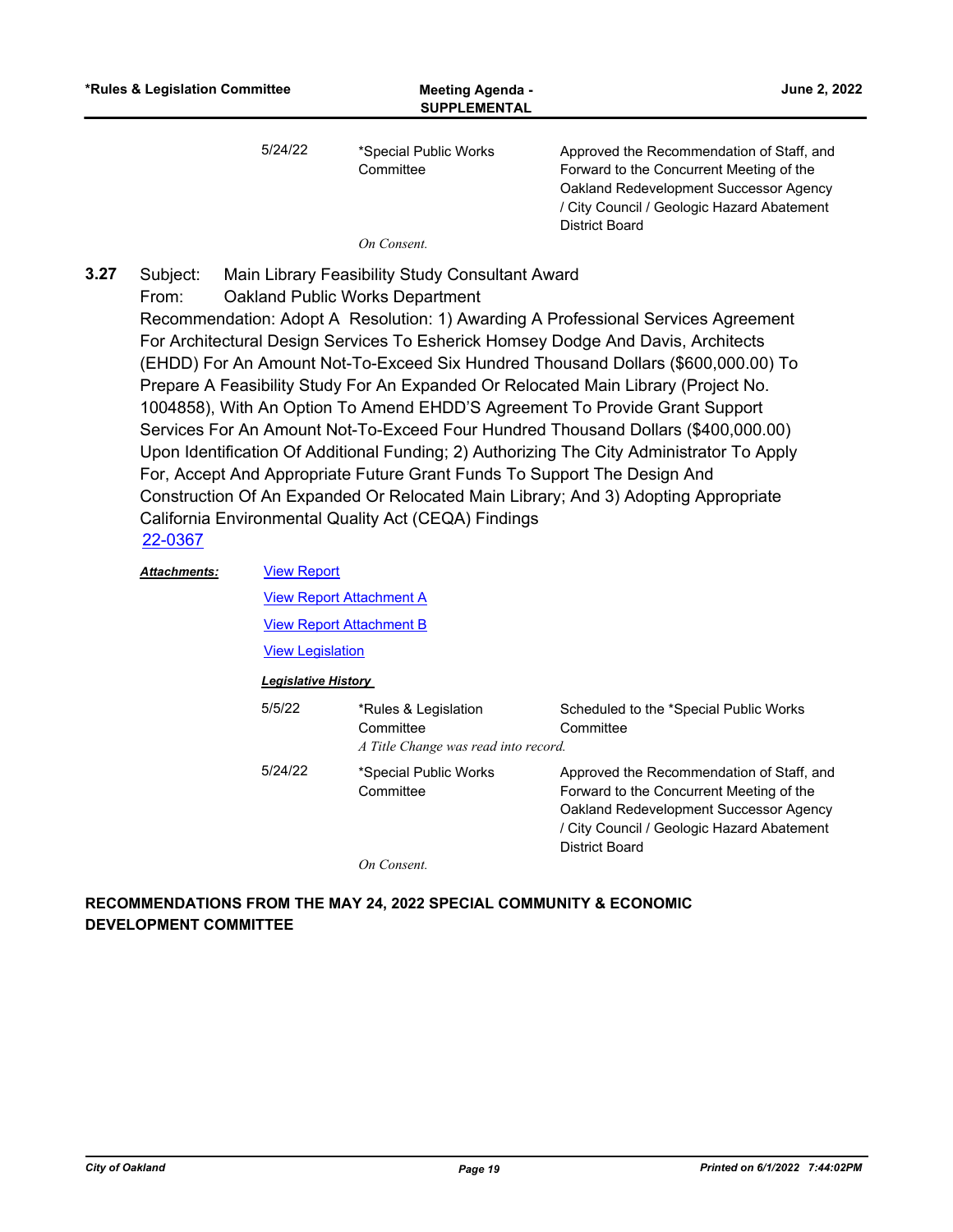| | | |
|---|---|---|
| 5/24/22 | *Special Public Works Committee | Approved the Recommendation of Staff, and Forward to the Concurrent Meeting of the Oakland Redevelopment Successor Agency / City Council / Geologic Hazard Abatement District Board |
| | *On Consent.* | |

**3.27** Subject: Main Library Feasibility Study Consultant Award

From: Oakland Public Works Department

Recommendation: Adopt A Resolution: 1) Awarding A Professional Services Agreement For Architectural Design Services To Esherick Homsey Dodge And Davis, Architects (EHDD) For An Amount Not-To-Exceed Six Hundred Thousand Dollars ($600,000.00) To Prepare A Feasibility Study For An Expanded Or Relocated Main Library (Project No. 1004858), With An Option To Amend EHDD'S Agreement To Provide Grant Support Services For An Amount Not-To-Exceed Four Hundred Thousand Dollars ($400,000.00) Upon Identification Of Additional Funding; 2) Authorizing The City Administrator To Apply For, Accept And Appropriate Future Grant Funds To Support The Design And Construction Of An Expanded Or Relocated Main Library; And 3) Adopting Appropriate California Environmental Quality Act (CEQA) Findings

22-0367

***Attachments:*** View Report

View Report Attachment A

View Report Attachment B

View Legislation

***Legislative History***

| | | |
|---|---|---|
| 5/5/22 | *Rules & Legislation Committee | Scheduled to the *Special Public Works Committee |
| | *A Title Change was read into record.* | |
| 5/24/22 | *Special Public Works Committee | Approved the Recommendation of Staff, and Forward to the Concurrent Meeting of the Oakland Redevelopment Successor Agency / City Council / Geologic Hazard Abatement District Board |
| | *On Consent.* | |

**RECOMMENDATIONS FROM THE MAY 24, 2022 SPECIAL COMMUNITY & ECONOMIC DEVELOPMENT COMMITTEE**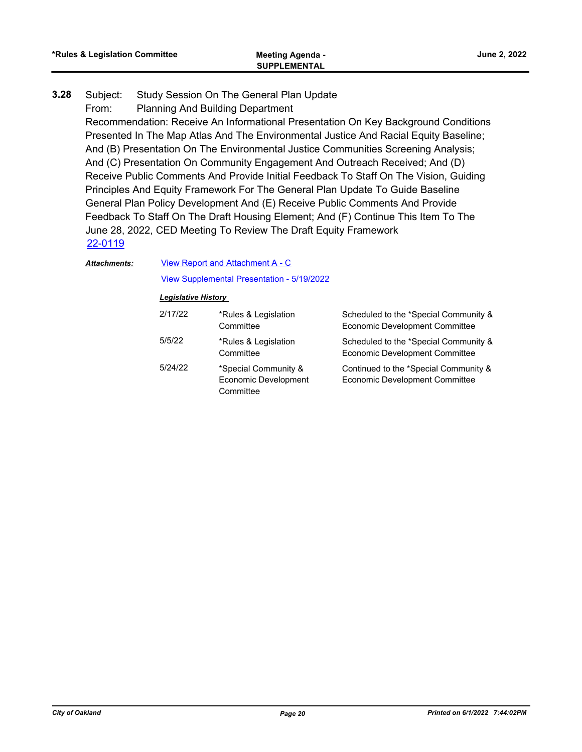**3.28** Subject: Study Session On The General Plan Update

From: Planning And Building Department

Recommendation: Receive An Informational Presentation On Key Background Conditions Presented In The Map Atlas And The Environmental Justice And Racial Equity Baseline; And (B) Presentation On The Environmental Justice Communities Screening Analysis; And (C) Presentation On Community Engagement And Outreach Received; And (D) Receive Public Comments And Provide Initial Feedback To Staff On The Vision, Guiding Principles And Equity Framework For The General Plan Update To Guide Baseline General Plan Policy Development And (E) Receive Public Comments And Provide Feedback To Staff On The Draft Housing Element; And (F) Continue This Item To The June 28, 2022, CED Meeting To Review The Draft Equity Framework

22-0119

***Attachments:*** View Report and Attachment A - C

View Supplemental Presentation - 5/19/2022

***Legislative History***

| | | |
|---|---|---|
| 2/17/22 | *Rules & Legislation Committee | Scheduled to the *Special Community & Economic Development Committee |
| 5/5/22 | *Rules & Legislation Committee | Scheduled to the *Special Community & Economic Development Committee |
| 5/24/22 | *Special Community & Economic Development Committee | Continued to the *Special Community & Economic Development Committee |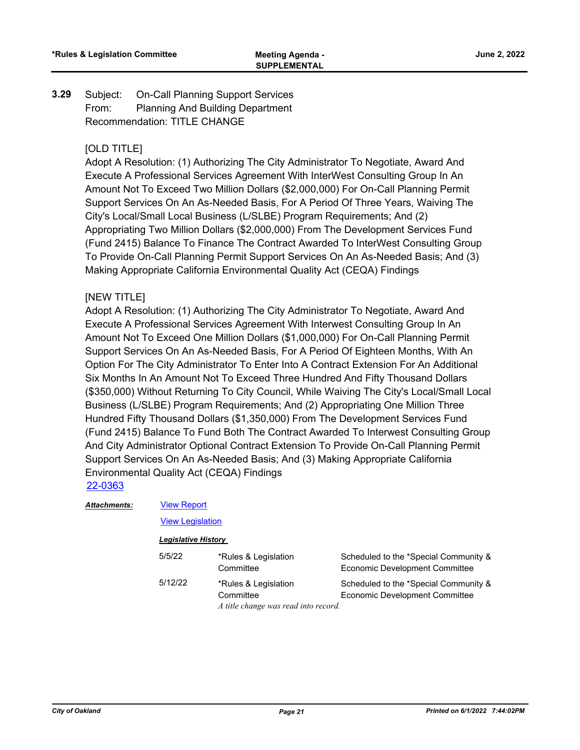**3.29** Subject: On-Call Planning Support Services
From: Planning And Building Department
Recommendation: TITLE CHANGE

[OLD TITLE]
Adopt A Resolution: (1) Authorizing The City Administrator To Negotiate, Award And Execute A Professional Services Agreement With InterWest Consulting Group In An Amount Not To Exceed Two Million Dollars ($2,000,000) For On-Call Planning Permit Support Services On An As-Needed Basis, For A Period Of Three Years, Waiving The City's Local/Small Local Business (L/SLBE) Program Requirements; And (2) Appropriating Two Million Dollars ($2,000,000) From The Development Services Fund (Fund 2415) Balance To Finance The Contract Awarded To InterWest Consulting Group To Provide On-Call Planning Permit Support Services On An As-Needed Basis; And (3) Making Appropriate California Environmental Quality Act (CEQA) Findings

[NEW TITLE]
Adopt A Resolution: (1) Authorizing The City Administrator To Negotiate, Award And Execute A Professional Services Agreement With Interwest Consulting Group In An Amount Not To Exceed One Million Dollars ($1,000,000) For On-Call Planning Permit Support Services On An As-Needed Basis, For A Period Of Eighteen Months, With An Option For The City Administrator To Enter Into A Contract Extension For An Additional Six Months In An Amount Not To Exceed Three Hundred And Fifty Thousand Dollars ($350,000) Without Returning To City Council, While Waiving The City's Local/Small Local Business (L/SLBE) Program Requirements; And (2) Appropriating One Million Three Hundred Fifty Thousand Dollars ($1,350,000) From The Development Services Fund (Fund 2415) Balance To Fund Both The Contract Awarded To Interwest Consulting Group And City Administrator Optional Contract Extension To Provide On-Call Planning Permit Support Services On An As-Needed Basis; And (3) Making Appropriate California Environmental Quality Act (CEQA) Findings
22-0363

***Attachments:*** View Report

View Legislation

***Legislative History***

| | | |
|---|---|---|
| 5/5/22 | *Rules & Legislation Committee | Scheduled to the *Special Community & Economic Development Committee |
| 5/12/22 | *Rules & Legislation Committee<br>*A title change was read into record.* | Scheduled to the *Special Community & Economic Development Committee |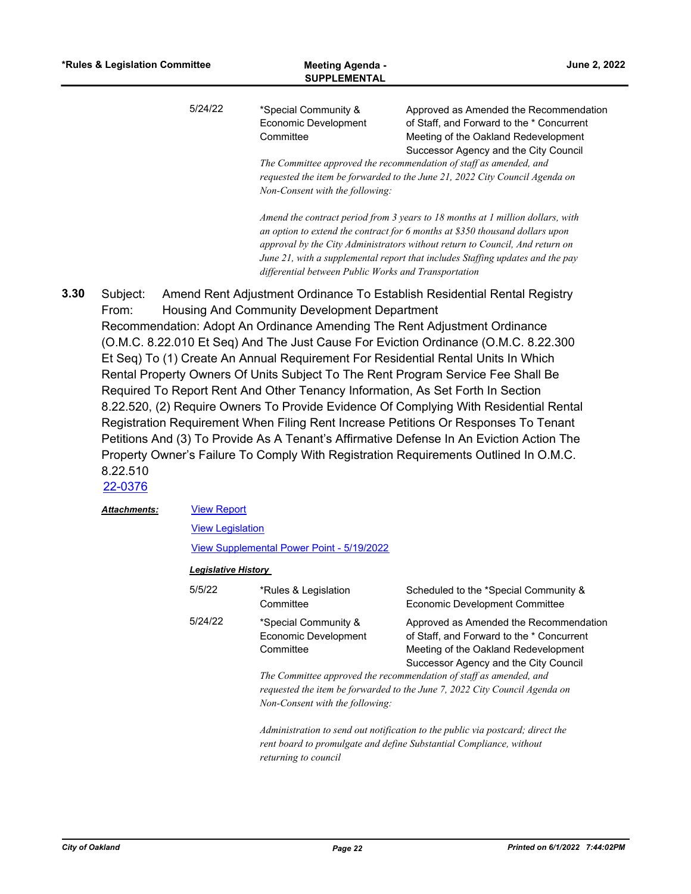| | | |
|---|---|---|
| 5/24/22 | *Special Community & Economic Development Committee | Approved as Amended the Recommendation of Staff, and Forward to the * Concurrent Meeting of the Oakland Redevelopment Successor Agency and the City Council |

*The Committee approved the recommendation of staff as amended, and requested the item be forwarded to the June 21, 2022 City Council Agenda on Non-Consent with the following:*

*Amend the contract period from 3 years to 18 months at 1 million dollars, with an option to extend the contract for 6 months at $350 thousand dollars upon approval by the City Administrators without return to Council, And return on June 21, with a supplemental report that includes Staffing updates and the pay differential between Public Works and Transportation*

**3.30** Subject: Amend Rent Adjustment Ordinance To Establish Residential Rental Registry
From: Housing And Community Development Department
Recommendation: Adopt An Ordinance Amending The Rent Adjustment Ordinance (O.M.C. 8.22.010 Et Seq) And The Just Cause For Eviction Ordinance (O.M.C. 8.22.300 Et Seq) To (1) Create An Annual Requirement For Residential Rental Units In Which Rental Property Owners Of Units Subject To The Rent Program Service Fee Shall Be Required To Report Rent And Other Tenancy Information, As Set Forth In Section 8.22.520, (2) Require Owners To Provide Evidence Of Complying With Residential Rental Registration Requirement When Filing Rent Increase Petitions Or Responses To Tenant Petitions And (3) To Provide As A Tenant's Affirmative Defense In An Eviction Action The Property Owner's Failure To Comply With Registration Requirements Outlined In O.M.C. 8.22.510
22-0376

***Attachments:*** View Report

View Legislation

View Supplemental Power Point - 5/19/2022

***Legislative History***

| | | |
|---|---|---|
| 5/5/22 | *Rules & Legislation Committee | Scheduled to the *Special Community & Economic Development Committee |
| 5/24/22 | *Special Community & Economic Development Committee | Approved as Amended the Recommendation of Staff, and Forward to the * Concurrent Meeting of the Oakland Redevelopment Successor Agency and the City Council |

*The Committee approved the recommendation of staff as amended, and requested the item be forwarded to the June 7, 2022 City Council Agenda on Non-Consent with the following:*

*Administration to send out notification to the public via postcard; direct the rent board to promulgate and define Substantial Compliance, without returning to council*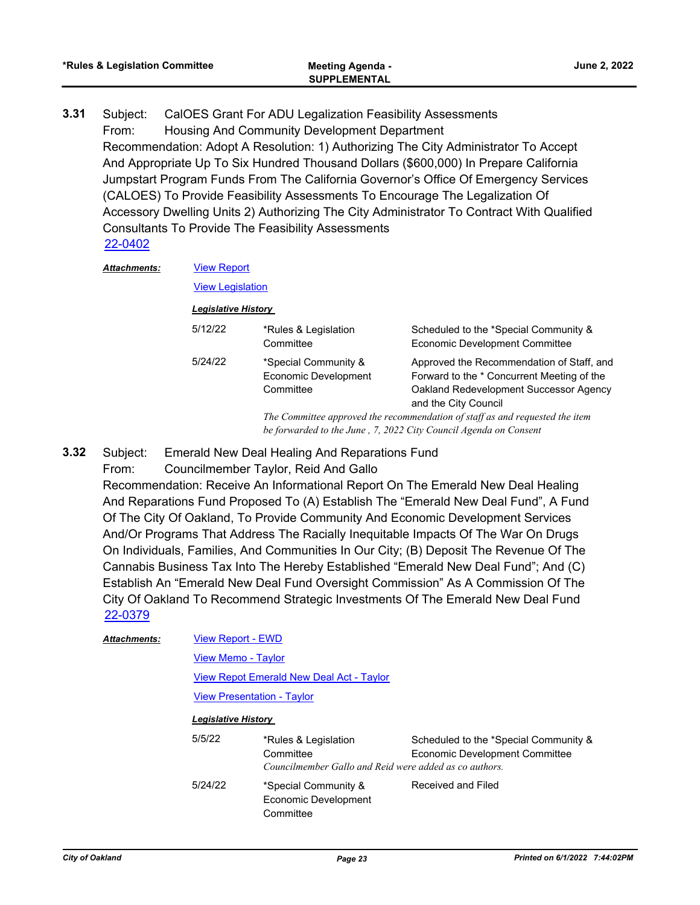**3.31** Subject: CalOES Grant For ADU Legalization Feasibility Assessments
From: Housing And Community Development Department
Recommendation: Adopt A Resolution: 1) Authorizing The City Administrator To Accept And Appropriate Up To Six Hundred Thousand Dollars ($600,000) In Prepare California Jumpstart Program Funds From The California Governor's Office Of Emergency Services (CALOES) To Provide Feasibility Assessments To Encourage The Legalization Of Accessory Dwelling Units 2) Authorizing The City Administrator To Contract With Qualified Consultants To Provide The Feasibility Assessments
22-0402

***Attachments:*** View Report

View Legislation

***Legislative History***

| | | |
|---|---|---|
| 5/12/22 | *Rules & Legislation Committee | Scheduled to the *Special Community & Economic Development Committee |
| 5/24/22 | *Special Community & Economic Development Committee | Approved the Recommendation of Staff, and Forward to the * Concurrent Meeting of the Oakland Redevelopment Successor Agency and the City Council |

*The Committee approved the recommendation of staff as and requested the item be forwarded to the June , 7, 2022 City Council Agenda on Consent*

**3.32** Subject: Emerald New Deal Healing And Reparations Fund
From: Councilmember Taylor, Reid And Gallo
Recommendation: Receive An Informational Report On The Emerald New Deal Healing And Reparations Fund Proposed To (A) Establish The "Emerald New Deal Fund", A Fund Of The City Of Oakland, To Provide Community And Economic Development Services And/Or Programs That Address The Racially Inequitable Impacts Of The War On Drugs On Individuals, Families, And Communities In Our City; (B) Deposit The Revenue Of The Cannabis Business Tax Into The Hereby Established "Emerald New Deal Fund"; And (C) Establish An "Emerald New Deal Fund Oversight Commission" As A Commission Of The City Of Oakland To Recommend Strategic Investments Of The Emerald New Deal Fund
22-0379

***Attachments:*** View Report - EWD

View Memo - Taylor

View Repot Emerald New Deal Act - Taylor

View Presentation - Taylor

***Legislative History***

| | | |
|---|---|---|
| 5/5/22 | *Rules & Legislation Committee | Scheduled to the *Special Community & Economic Development Committee |

*Councilmember Gallo and Reid were added as co authors.*

| | | |
|---|---|---|
| 5/24/22 | *Special Community & Economic Development Committee | Received and Filed |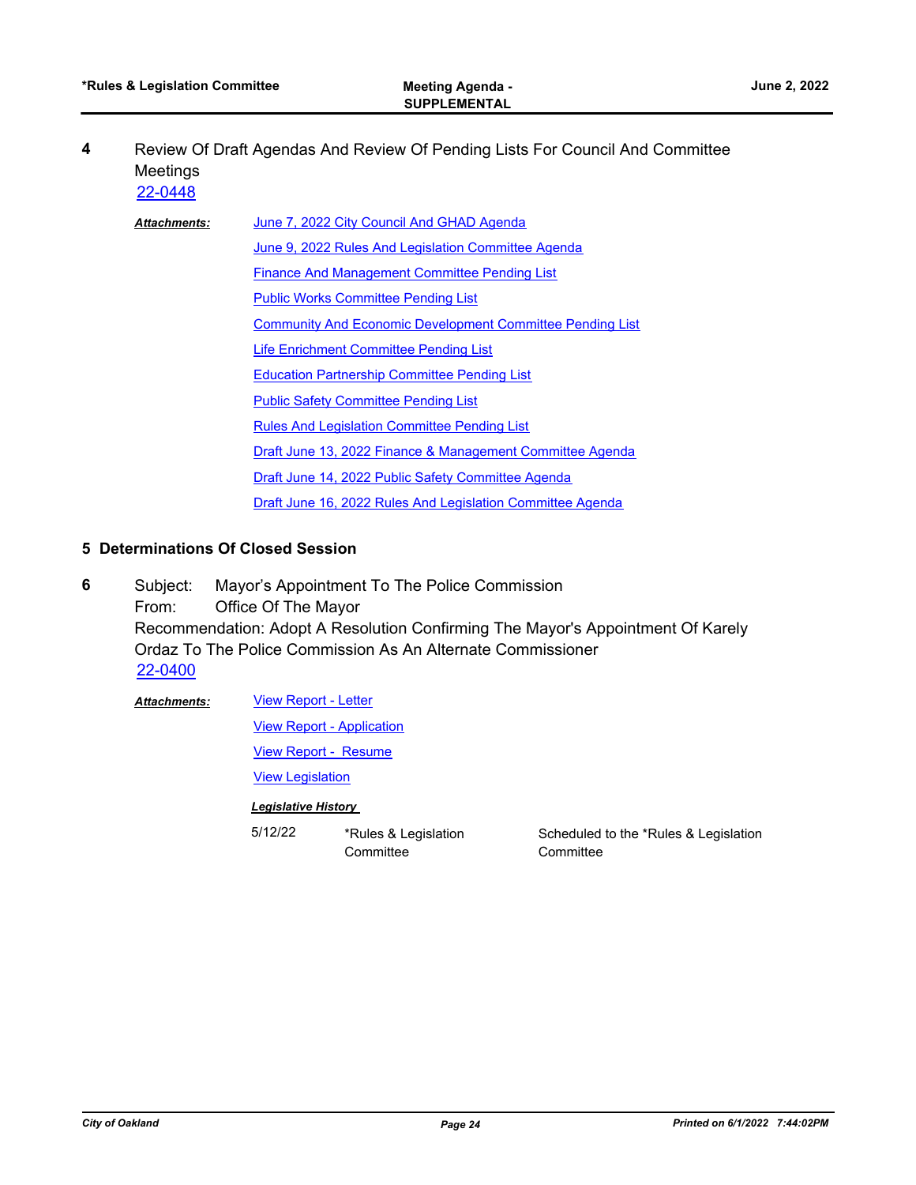**4** Review Of Draft Agendas And Review Of Pending Lists For Council And Committee Meetings
[22-0448]

*Attachments:*
- June 7, 2022 City Council And GHAD Agenda
- June 9, 2022 Rules And Legislation Committee Agenda
- Finance And Management Committee Pending List
- Public Works Committee Pending List
- Community And Economic Development Committee Pending List
- Life Enrichment Committee Pending List
- Education Partnership Committee Pending List
- Public Safety Committee Pending List
- Rules And Legislation Committee Pending List
- Draft June 13, 2022 Finance & Management Committee Agenda
- Draft June 14, 2022 Public Safety Committee Agenda
- Draft June 16, 2022 Rules And Legislation Committee Agenda

## 5 Determinations Of Closed Session

**6** Subject: Mayor's Appointment To The Police Commission
From: Office Of The Mayor
Recommendation: Adopt A Resolution Confirming The Mayor's Appointment Of Karely Ordaz To The Police Commission As An Alternate Commissioner
[22-0400]

*Attachments:*
- View Report - Letter
- View Report - Application
- View Report - Resume
- View Legislation

***Legislative History***

| | | |
|---|---|---|
| 5/12/22 | *Rules & Legislation Committee | Scheduled to the *Rules & Legislation Committee |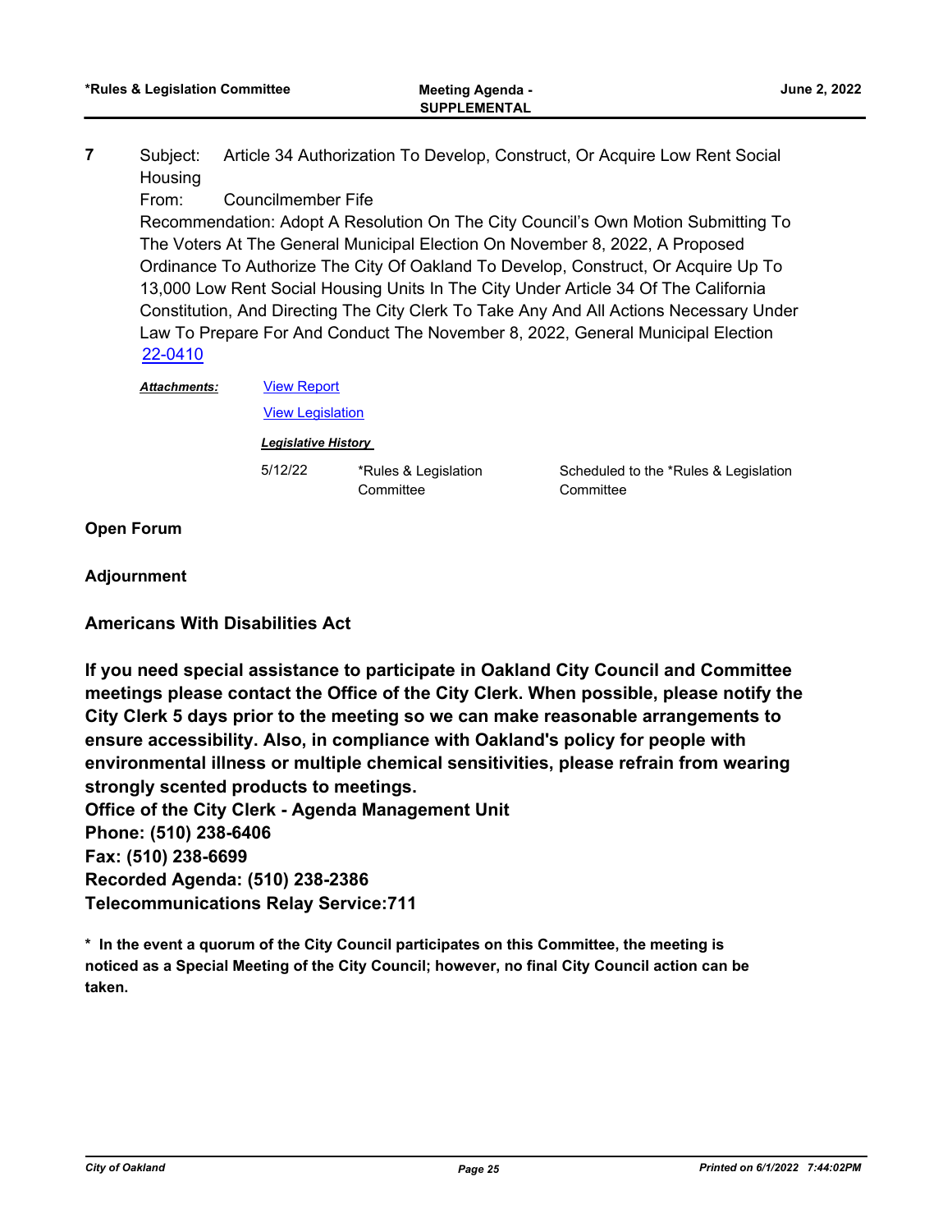**7** Subject: Article 34 Authorization To Develop, Construct, Or Acquire Low Rent Social Housing

From: Councilmember Fife

Recommendation: Adopt A Resolution On The City Council's Own Motion Submitting To The Voters At The General Municipal Election On November 8, 2022, A Proposed Ordinance To Authorize The City Of Oakland To Develop, Construct, Or Acquire Up To 13,000 Low Rent Social Housing Units In The City Under Article 34 Of The California Constitution, And Directing The City Clerk To Take Any And All Actions Necessary Under Law To Prepare For And Conduct The November 8, 2022, General Municipal Election

22-0410

***Attachments:*** View Report

View Legislation

***Legislative History***

| | | |
|---|---|---|
| 5/12/22 | *Rules & Legislation Committee | Scheduled to the *Rules & Legislation Committee |

**Open Forum**

**Adjournment**

**Americans With Disabilities Act**

**If you need special assistance to participate in Oakland City Council and Committee meetings please contact the Office of the City Clerk. When possible, please notify the City Clerk 5 days prior to the meeting so we can make reasonable arrangements to ensure accessibility. Also, in compliance with Oakland's policy for people with environmental illness or multiple chemical sensitivities, please refrain from wearing strongly scented products to meetings.**

**Office of the City Clerk - Agenda Management Unit**
**Phone: (510) 238-6406**
**Fax: (510) 238-6699**
**Recorded Agenda: (510) 238-2386**
**Telecommunications Relay Service:711**

**\* In the event a quorum of the City Council participates on this Committee, the meeting is noticed as a Special Meeting of the City Council; however, no final City Council action can be taken.**